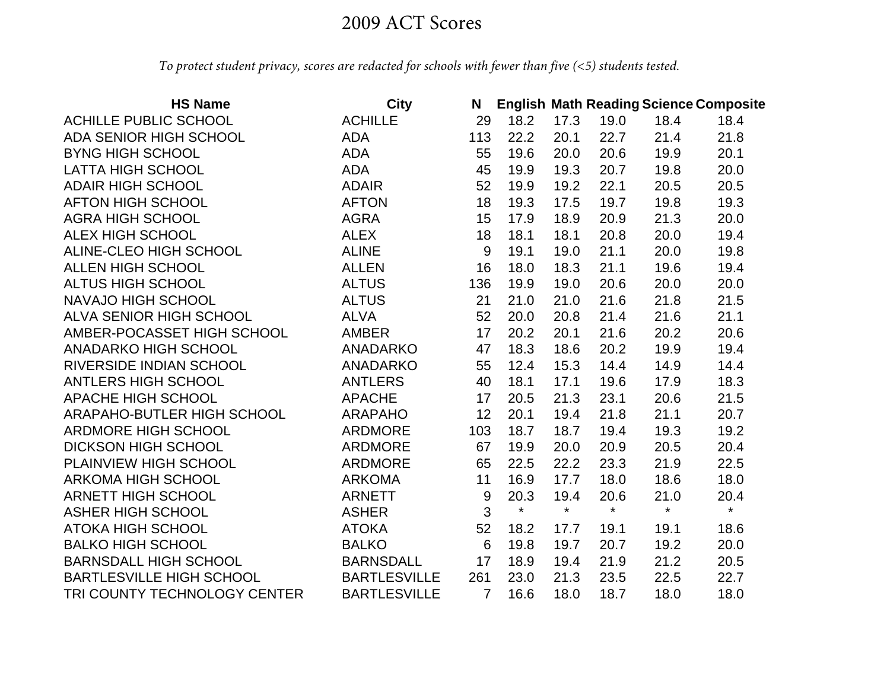# 2009 ACT Scores

*To protect student privacy, scores are redacted for schools with fewer than five (<5) students tested.*

| HS Name | City | N | English | Math | Reading | Science | Composite |
|---|---|---|---|---|---|---|---|
| ACHILLE PUBLIC SCHOOL | ACHILLE | 29 | 18.2 | 17.3 | 19.0 | 18.4 | 18.4 |
| ADA SENIOR HIGH SCHOOL | ADA | 113 | 22.2 | 20.1 | 22.7 | 21.4 | 21.8 |
| BYNG HIGH SCHOOL | ADA | 55 | 19.6 | 20.0 | 20.6 | 19.9 | 20.1 |
| LATTA HIGH SCHOOL | ADA | 45 | 19.9 | 19.3 | 20.7 | 19.8 | 20.0 |
| ADAIR HIGH SCHOOL | ADAIR | 52 | 19.9 | 19.2 | 22.1 | 20.5 | 20.5 |
| AFTON HIGH SCHOOL | AFTON | 18 | 19.3 | 17.5 | 19.7 | 19.8 | 19.3 |
| AGRA HIGH SCHOOL | AGRA | 15 | 17.9 | 18.9 | 20.9 | 21.3 | 20.0 |
| ALEX HIGH SCHOOL | ALEX | 18 | 18.1 | 18.1 | 20.8 | 20.0 | 19.4 |
| ALINE-CLEO HIGH SCHOOL | ALINE | 9 | 19.1 | 19.0 | 21.1 | 20.0 | 19.8 |
| ALLEN HIGH SCHOOL | ALLEN | 16 | 18.0 | 18.3 | 21.1 | 19.6 | 19.4 |
| ALTUS HIGH SCHOOL | ALTUS | 136 | 19.9 | 19.0 | 20.6 | 20.0 | 20.0 |
| NAVAJO HIGH SCHOOL | ALTUS | 21 | 21.0 | 21.0 | 21.6 | 21.8 | 21.5 |
| ALVA SENIOR HIGH SCHOOL | ALVA | 52 | 20.0 | 20.8 | 21.4 | 21.6 | 21.1 |
| AMBER-POCASSET HIGH SCHOOL | AMBER | 17 | 20.2 | 20.1 | 21.6 | 20.2 | 20.6 |
| ANADARKO HIGH SCHOOL | ANADARKO | 47 | 18.3 | 18.6 | 20.2 | 19.9 | 19.4 |
| RIVERSIDE INDIAN SCHOOL | ANADARKO | 55 | 12.4 | 15.3 | 14.4 | 14.9 | 14.4 |
| ANTLERS HIGH SCHOOL | ANTLERS | 40 | 18.1 | 17.1 | 19.6 | 17.9 | 18.3 |
| APACHE HIGH SCHOOL | APACHE | 17 | 20.5 | 21.3 | 23.1 | 20.6 | 21.5 |
| ARAPAHO-BUTLER HIGH SCHOOL | ARAPAHO | 12 | 20.1 | 19.4 | 21.8 | 21.1 | 20.7 |
| ARDMORE HIGH SCHOOL | ARDMORE | 103 | 18.7 | 18.7 | 19.4 | 19.3 | 19.2 |
| DICKSON HIGH SCHOOL | ARDMORE | 67 | 19.9 | 20.0 | 20.9 | 20.5 | 20.4 |
| PLAINVIEW HIGH SCHOOL | ARDMORE | 65 | 22.5 | 22.2 | 23.3 | 21.9 | 22.5 |
| ARKOMA HIGH SCHOOL | ARKOMA | 11 | 16.9 | 17.7 | 18.0 | 18.6 | 18.0 |
| ARNETT HIGH SCHOOL | ARNETT | 9 | 20.3 | 19.4 | 20.6 | 21.0 | 20.4 |
| ASHER HIGH SCHOOL | ASHER | 3 | * | * | * | * | * |
| ATOKA HIGH SCHOOL | ATOKA | 52 | 18.2 | 17.7 | 19.1 | 19.1 | 18.6 |
| BALKO HIGH SCHOOL | BALKO | 6 | 19.8 | 19.7 | 20.7 | 19.2 | 20.0 |
| BARNSDALL HIGH SCHOOL | BARNSDALL | 17 | 18.9 | 19.4 | 21.9 | 21.2 | 20.5 |
| BARTLESVILLE HIGH SCHOOL | BARTLESVILLE | 261 | 23.0 | 21.3 | 23.5 | 22.5 | 22.7 |
| TRI COUNTY TECHNOLOGY CENTER | BARTLESVILLE | 7 | 16.6 | 18.0 | 18.7 | 18.0 | 18.0 |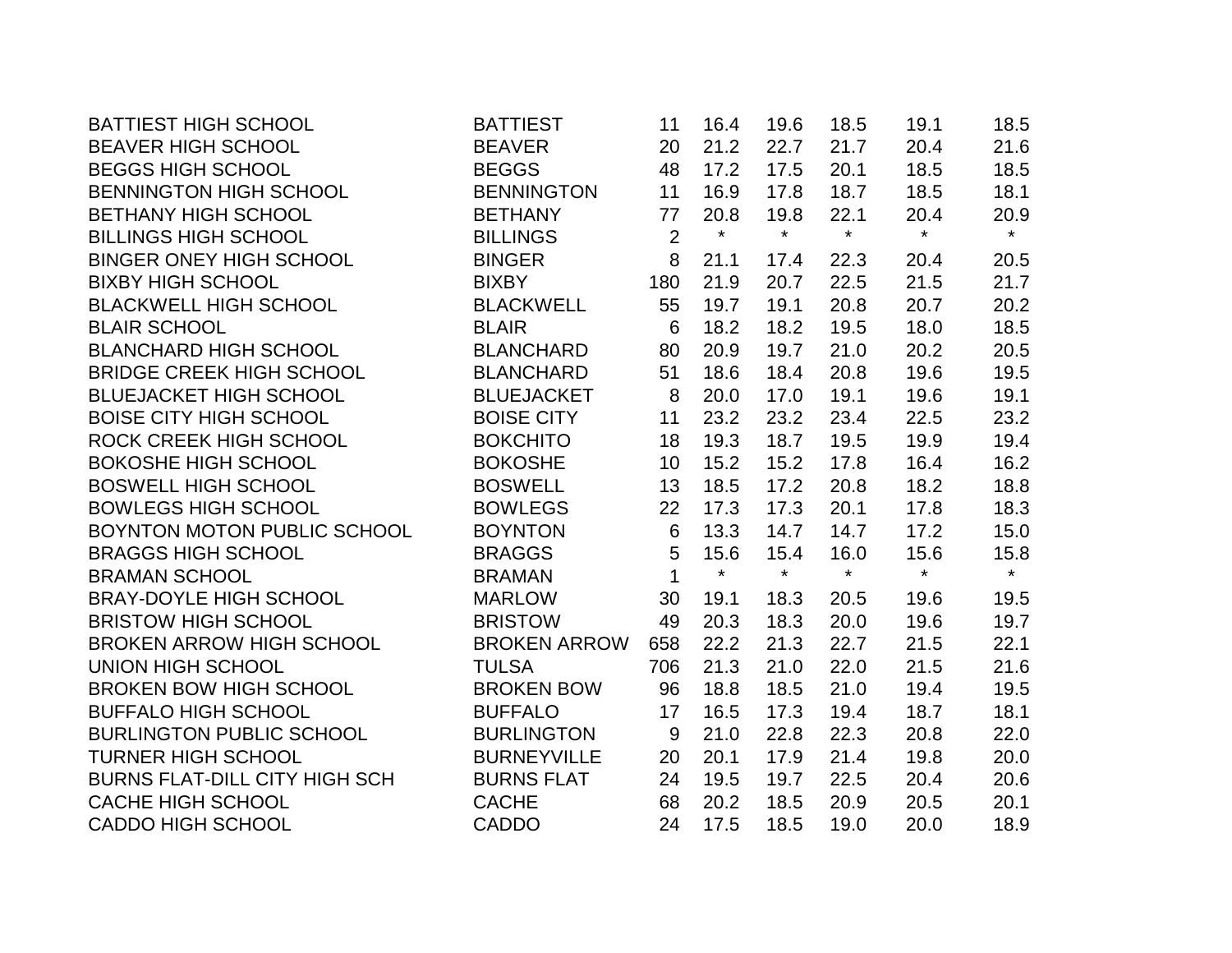| | | | | | | | |
|---|---|---|---|---|---|---|---|
| BATTIEST HIGH SCHOOL | BATTIEST | 11 | 16.4 | 19.6 | 18.5 | 19.1 | 18.5 |
| BEAVER HIGH SCHOOL | BEAVER | 20 | 21.2 | 22.7 | 21.7 | 20.4 | 21.6 |
| BEGGS HIGH SCHOOL | BEGGS | 48 | 17.2 | 17.5 | 20.1 | 18.5 | 18.5 |
| BENNINGTON HIGH SCHOOL | BENNINGTON | 11 | 16.9 | 17.8 | 18.7 | 18.5 | 18.1 |
| BETHANY HIGH SCHOOL | BETHANY | 77 | 20.8 | 19.8 | 22.1 | 20.4 | 20.9 |
| BILLINGS HIGH SCHOOL | BILLINGS | 2 | * | * | * | * | * |
| BINGER ONEY HIGH SCHOOL | BINGER | 8 | 21.1 | 17.4 | 22.3 | 20.4 | 20.5 |
| BIXBY HIGH SCHOOL | BIXBY | 180 | 21.9 | 20.7 | 22.5 | 21.5 | 21.7 |
| BLACKWELL HIGH SCHOOL | BLACKWELL | 55 | 19.7 | 19.1 | 20.8 | 20.7 | 20.2 |
| BLAIR SCHOOL | BLAIR | 6 | 18.2 | 18.2 | 19.5 | 18.0 | 18.5 |
| BLANCHARD HIGH SCHOOL | BLANCHARD | 80 | 20.9 | 19.7 | 21.0 | 20.2 | 20.5 |
| BRIDGE CREEK HIGH SCHOOL | BLANCHARD | 51 | 18.6 | 18.4 | 20.8 | 19.6 | 19.5 |
| BLUEJACKET HIGH SCHOOL | BLUEJACKET | 8 | 20.0 | 17.0 | 19.1 | 19.6 | 19.1 |
| BOISE CITY HIGH SCHOOL | BOISE CITY | 11 | 23.2 | 23.2 | 23.4 | 22.5 | 23.2 |
| ROCK CREEK HIGH SCHOOL | BOKCHITO | 18 | 19.3 | 18.7 | 19.5 | 19.9 | 19.4 |
| BOKOSHE HIGH SCHOOL | BOKOSHE | 10 | 15.2 | 15.2 | 17.8 | 16.4 | 16.2 |
| BOSWELL HIGH SCHOOL | BOSWELL | 13 | 18.5 | 17.2 | 20.8 | 18.2 | 18.8 |
| BOWLEGS HIGH SCHOOL | BOWLEGS | 22 | 17.3 | 17.3 | 20.1 | 17.8 | 18.3 |
| BOYNTON MOTON PUBLIC SCHOOL | BOYNTON | 6 | 13.3 | 14.7 | 14.7 | 17.2 | 15.0 |
| BRAGGS HIGH SCHOOL | BRAGGS | 5 | 15.6 | 15.4 | 16.0 | 15.6 | 15.8 |
| BRAMAN SCHOOL | BRAMAN | 1 | * | * | * | * | * |
| BRAY-DOYLE HIGH SCHOOL | MARLOW | 30 | 19.1 | 18.3 | 20.5 | 19.6 | 19.5 |
| BRISTOW HIGH SCHOOL | BRISTOW | 49 | 20.3 | 18.3 | 20.0 | 19.6 | 19.7 |
| BROKEN ARROW HIGH SCHOOL | BROKEN ARROW | 658 | 22.2 | 21.3 | 22.7 | 21.5 | 22.1 |
| UNION HIGH SCHOOL | TULSA | 706 | 21.3 | 21.0 | 22.0 | 21.5 | 21.6 |
| BROKEN BOW HIGH SCHOOL | BROKEN BOW | 96 | 18.8 | 18.5 | 21.0 | 19.4 | 19.5 |
| BUFFALO HIGH SCHOOL | BUFFALO | 17 | 16.5 | 17.3 | 19.4 | 18.7 | 18.1 |
| BURLINGTON PUBLIC SCHOOL | BURLINGTON | 9 | 21.0 | 22.8 | 22.3 | 20.8 | 22.0 |
| TURNER HIGH SCHOOL | BURNEYVILLE | 20 | 20.1 | 17.9 | 21.4 | 19.8 | 20.0 |
| BURNS FLAT-DILL CITY HIGH SCH | BURNS FLAT | 24 | 19.5 | 19.7 | 22.5 | 20.4 | 20.6 |
| CACHE HIGH SCHOOL | CACHE | 68 | 20.2 | 18.5 | 20.9 | 20.5 | 20.1 |
| CADDO HIGH SCHOOL | CADDO | 24 | 17.5 | 18.5 | 19.0 | 20.0 | 18.9 |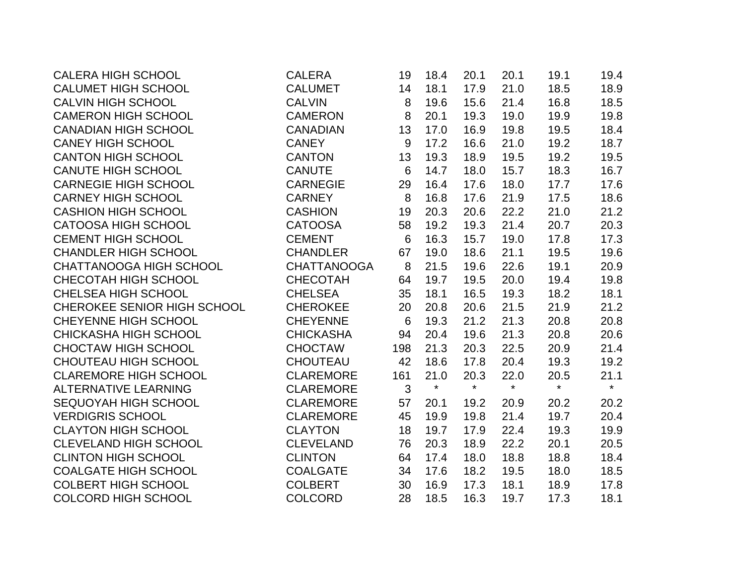| | | | | | | | |
|---|---|---|---|---|---|---|---|
| CALERA HIGH SCHOOL | CALERA | 19 | 18.4 | 20.1 | 20.1 | 19.1 | 19.4 |
| CALUMET HIGH SCHOOL | CALUMET | 14 | 18.1 | 17.9 | 21.0 | 18.5 | 18.9 |
| CALVIN HIGH SCHOOL | CALVIN | 8 | 19.6 | 15.6 | 21.4 | 16.8 | 18.5 |
| CAMERON HIGH SCHOOL | CAMERON | 8 | 20.1 | 19.3 | 19.0 | 19.9 | 19.8 |
| CANADIAN HIGH SCHOOL | CANADIAN | 13 | 17.0 | 16.9 | 19.8 | 19.5 | 18.4 |
| CANEY HIGH SCHOOL | CANEY | 9 | 17.2 | 16.6 | 21.0 | 19.2 | 18.7 |
| CANTON HIGH SCHOOL | CANTON | 13 | 19.3 | 18.9 | 19.5 | 19.2 | 19.5 |
| CANUTE HIGH SCHOOL | CANUTE | 6 | 14.7 | 18.0 | 15.7 | 18.3 | 16.7 |
| CARNEGIE HIGH SCHOOL | CARNEGIE | 29 | 16.4 | 17.6 | 18.0 | 17.7 | 17.6 |
| CARNEY HIGH SCHOOL | CARNEY | 8 | 16.8 | 17.6 | 21.9 | 17.5 | 18.6 |
| CASHION HIGH SCHOOL | CASHION | 19 | 20.3 | 20.6 | 22.2 | 21.0 | 21.2 |
| CATOOSA HIGH SCHOOL | CATOOSA | 58 | 19.2 | 19.3 | 21.4 | 20.7 | 20.3 |
| CEMENT HIGH SCHOOL | CEMENT | 6 | 16.3 | 15.7 | 19.0 | 17.8 | 17.3 |
| CHANDLER HIGH SCHOOL | CHANDLER | 67 | 19.0 | 18.6 | 21.1 | 19.5 | 19.6 |
| CHATTANOOGA HIGH SCHOOL | CHATTANOOGA | 8 | 21.5 | 19.6 | 22.6 | 19.1 | 20.9 |
| CHECOTAH HIGH SCHOOL | CHECOTAH | 64 | 19.7 | 19.5 | 20.0 | 19.4 | 19.8 |
| CHELSEA HIGH SCHOOL | CHELSEA | 35 | 18.1 | 16.5 | 19.3 | 18.2 | 18.1 |
| CHEROKEE SENIOR HIGH SCHOOL | CHEROKEE | 20 | 20.8 | 20.6 | 21.5 | 21.9 | 21.2 |
| CHEYENNE HIGH SCHOOL | CHEYENNE | 6 | 19.3 | 21.2 | 21.3 | 20.8 | 20.8 |
| CHICKASHA HIGH SCHOOL | CHICKASHA | 94 | 20.4 | 19.6 | 21.3 | 20.8 | 20.6 |
| CHOCTAW HIGH SCHOOL | CHOCTAW | 198 | 21.3 | 20.3 | 22.5 | 20.9 | 21.4 |
| CHOUTEAU HIGH SCHOOL | CHOUTEAU | 42 | 18.6 | 17.8 | 20.4 | 19.3 | 19.2 |
| CLAREMORE HIGH SCHOOL | CLAREMORE | 161 | 21.0 | 20.3 | 22.0 | 20.5 | 21.1 |
| ALTERNATIVE LEARNING | CLAREMORE | 3 | * | * | * | * | * |
| SEQUOYAH HIGH SCHOOL | CLAREMORE | 57 | 20.1 | 19.2 | 20.9 | 20.2 | 20.2 |
| VERDIGRIS SCHOOL | CLAREMORE | 45 | 19.9 | 19.8 | 21.4 | 19.7 | 20.4 |
| CLAYTON HIGH SCHOOL | CLAYTON | 18 | 19.7 | 17.9 | 22.4 | 19.3 | 19.9 |
| CLEVELAND HIGH SCHOOL | CLEVELAND | 76 | 20.3 | 18.9 | 22.2 | 20.1 | 20.5 |
| CLINTON HIGH SCHOOL | CLINTON | 64 | 17.4 | 18.0 | 18.8 | 18.8 | 18.4 |
| COALGATE HIGH SCHOOL | COALGATE | 34 | 17.6 | 18.2 | 19.5 | 18.0 | 18.5 |
| COLBERT HIGH SCHOOL | COLBERT | 30 | 16.9 | 17.3 | 18.1 | 18.9 | 17.8 |
| COLCORD HIGH SCHOOL | COLCORD | 28 | 18.5 | 16.3 | 19.7 | 17.3 | 18.1 |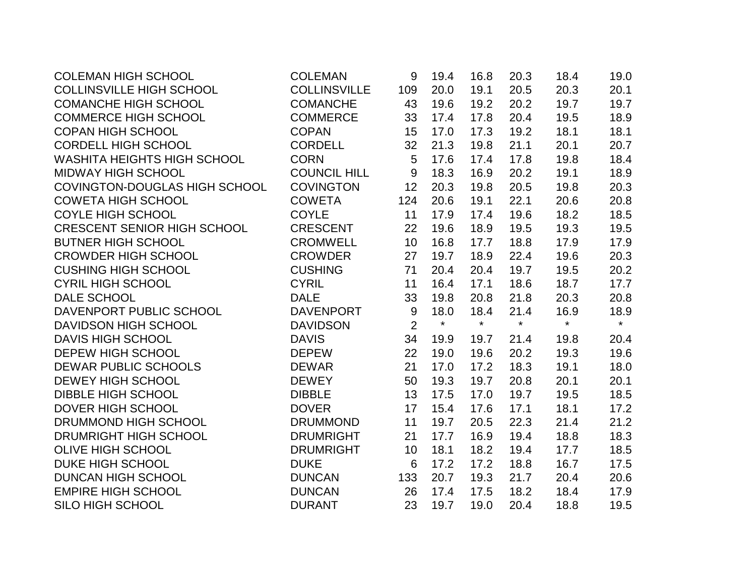| | | | | | | | |
|---|---|---|---|---|---|---|---|
| COLEMAN HIGH SCHOOL | COLEMAN | 9 | 19.4 | 16.8 | 20.3 | 18.4 | 19.0 |
| COLLINSVILLE HIGH SCHOOL | COLLINSVILLE | 109 | 20.0 | 19.1 | 20.5 | 20.3 | 20.1 |
| COMANCHE HIGH SCHOOL | COMANCHE | 43 | 19.6 | 19.2 | 20.2 | 19.7 | 19.7 |
| COMMERCE HIGH SCHOOL | COMMERCE | 33 | 17.4 | 17.8 | 20.4 | 19.5 | 18.9 |
| COPAN HIGH SCHOOL | COPAN | 15 | 17.0 | 17.3 | 19.2 | 18.1 | 18.1 |
| CORDELL HIGH SCHOOL | CORDELL | 32 | 21.3 | 19.8 | 21.1 | 20.1 | 20.7 |
| WASHITA HEIGHTS HIGH SCHOOL | CORN | 5 | 17.6 | 17.4 | 17.8 | 19.8 | 18.4 |
| MIDWAY HIGH SCHOOL | COUNCIL HILL | 9 | 18.3 | 16.9 | 20.2 | 19.1 | 18.9 |
| COVINGTON-DOUGLAS HIGH SCHOOL | COVINGTON | 12 | 20.3 | 19.8 | 20.5 | 19.8 | 20.3 |
| COWETA HIGH SCHOOL | COWETA | 124 | 20.6 | 19.1 | 22.1 | 20.6 | 20.8 |
| COYLE HIGH SCHOOL | COYLE | 11 | 17.9 | 17.4 | 19.6 | 18.2 | 18.5 |
| CRESCENT SENIOR HIGH SCHOOL | CRESCENT | 22 | 19.6 | 18.9 | 19.5 | 19.3 | 19.5 |
| BUTNER HIGH SCHOOL | CROMWELL | 10 | 16.8 | 17.7 | 18.8 | 17.9 | 17.9 |
| CROWDER HIGH SCHOOL | CROWDER | 27 | 19.7 | 18.9 | 22.4 | 19.6 | 20.3 |
| CUSHING HIGH SCHOOL | CUSHING | 71 | 20.4 | 20.4 | 19.7 | 19.5 | 20.2 |
| CYRIL HIGH SCHOOL | CYRIL | 11 | 16.4 | 17.1 | 18.6 | 18.7 | 17.7 |
| DALE SCHOOL | DALE | 33 | 19.8 | 20.8 | 21.8 | 20.3 | 20.8 |
| DAVENPORT PUBLIC SCHOOL | DAVENPORT | 9 | 18.0 | 18.4 | 21.4 | 16.9 | 18.9 |
| DAVIDSON HIGH SCHOOL | DAVIDSON | 2 | * | * | * | * | * |
| DAVIS HIGH SCHOOL | DAVIS | 34 | 19.9 | 19.7 | 21.4 | 19.8 | 20.4 |
| DEPEW HIGH SCHOOL | DEPEW | 22 | 19.0 | 19.6 | 20.2 | 19.3 | 19.6 |
| DEWAR PUBLIC SCHOOLS | DEWAR | 21 | 17.0 | 17.2 | 18.3 | 19.1 | 18.0 |
| DEWEY HIGH SCHOOL | DEWEY | 50 | 19.3 | 19.7 | 20.8 | 20.1 | 20.1 |
| DIBBLE HIGH SCHOOL | DIBBLE | 13 | 17.5 | 17.0 | 19.7 | 19.5 | 18.5 |
| DOVER HIGH SCHOOL | DOVER | 17 | 15.4 | 17.6 | 17.1 | 18.1 | 17.2 |
| DRUMMOND HIGH SCHOOL | DRUMMOND | 11 | 19.7 | 20.5 | 22.3 | 21.4 | 21.2 |
| DRUMRIGHT HIGH SCHOOL | DRUMRIGHT | 21 | 17.7 | 16.9 | 19.4 | 18.8 | 18.3 |
| OLIVE HIGH SCHOOL | DRUMRIGHT | 10 | 18.1 | 18.2 | 19.4 | 17.7 | 18.5 |
| DUKE HIGH SCHOOL | DUKE | 6 | 17.2 | 17.2 | 18.8 | 16.7 | 17.5 |
| DUNCAN HIGH SCHOOL | DUNCAN | 133 | 20.7 | 19.3 | 21.7 | 20.4 | 20.6 |
| EMPIRE HIGH SCHOOL | DUNCAN | 26 | 17.4 | 17.5 | 18.2 | 18.4 | 17.9 |
| SILO HIGH SCHOOL | DURANT | 23 | 19.7 | 19.0 | 20.4 | 18.8 | 19.5 |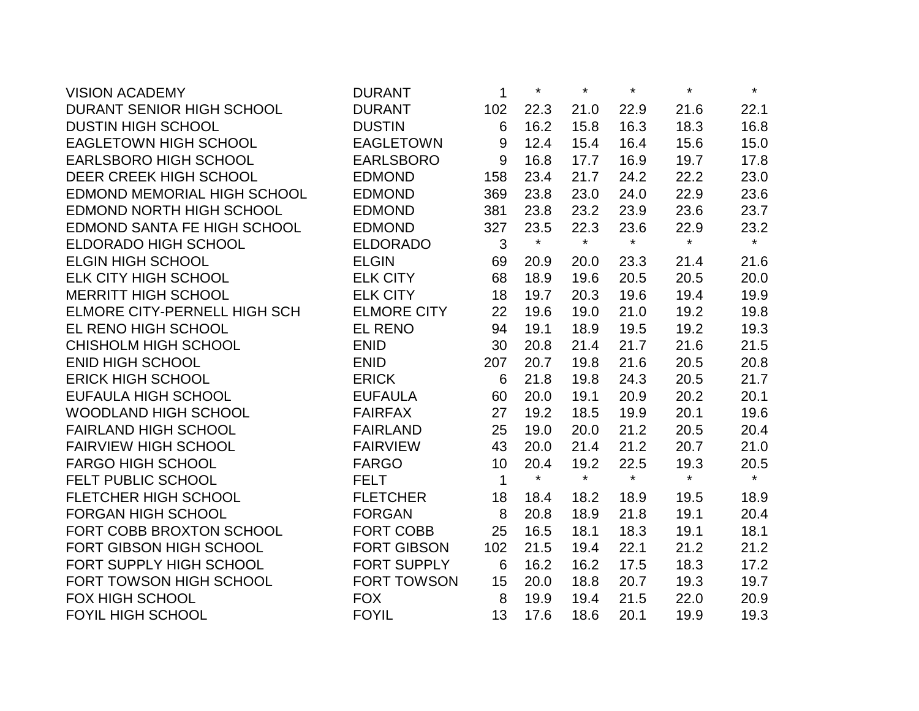| | | | | | | | |
|---|---|---|---|---|---|---|---|
| VISION ACADEMY | DURANT | 1 | * | * | * | * | * |
| DURANT SENIOR HIGH SCHOOL | DURANT | 102 | 22.3 | 21.0 | 22.9 | 21.6 | 22.1 |
| DUSTIN HIGH SCHOOL | DUSTIN | 6 | 16.2 | 15.8 | 16.3 | 18.3 | 16.8 |
| EAGLETOWN HIGH SCHOOL | EAGLETOWN | 9 | 12.4 | 15.4 | 16.4 | 15.6 | 15.0 |
| EARLSBORO HIGH SCHOOL | EARLSBORO | 9 | 16.8 | 17.7 | 16.9 | 19.7 | 17.8 |
| DEER CREEK HIGH SCHOOL | EDMOND | 158 | 23.4 | 21.7 | 24.2 | 22.2 | 23.0 |
| EDMOND MEMORIAL HIGH SCHOOL | EDMOND | 369 | 23.8 | 23.0 | 24.0 | 22.9 | 23.6 |
| EDMOND NORTH HIGH SCHOOL | EDMOND | 381 | 23.8 | 23.2 | 23.9 | 23.6 | 23.7 |
| EDMOND SANTA FE HIGH SCHOOL | EDMOND | 327 | 23.5 | 22.3 | 23.6 | 22.9 | 23.2 |
| ELDORADO HIGH SCHOOL | ELDORADO | 3 | * | * | * | * | * |
| ELGIN HIGH SCHOOL | ELGIN | 69 | 20.9 | 20.0 | 23.3 | 21.4 | 21.6 |
| ELK CITY HIGH SCHOOL | ELK CITY | 68 | 18.9 | 19.6 | 20.5 | 20.5 | 20.0 |
| MERRITT HIGH SCHOOL | ELK CITY | 18 | 19.7 | 20.3 | 19.6 | 19.4 | 19.9 |
| ELMORE CITY-PERNELL HIGH SCH | ELMORE CITY | 22 | 19.6 | 19.0 | 21.0 | 19.2 | 19.8 |
| EL RENO HIGH SCHOOL | EL RENO | 94 | 19.1 | 18.9 | 19.5 | 19.2 | 19.3 |
| CHISHOLM HIGH SCHOOL | ENID | 30 | 20.8 | 21.4 | 21.7 | 21.6 | 21.5 |
| ENID HIGH SCHOOL | ENID | 207 | 20.7 | 19.8 | 21.6 | 20.5 | 20.8 |
| ERICK HIGH SCHOOL | ERICK | 6 | 21.8 | 19.8 | 24.3 | 20.5 | 21.7 |
| EUFAULA HIGH SCHOOL | EUFAULA | 60 | 20.0 | 19.1 | 20.9 | 20.2 | 20.1 |
| WOODLAND HIGH SCHOOL | FAIRFAX | 27 | 19.2 | 18.5 | 19.9 | 20.1 | 19.6 |
| FAIRLAND HIGH SCHOOL | FAIRLAND | 25 | 19.0 | 20.0 | 21.2 | 20.5 | 20.4 |
| FAIRVIEW HIGH SCHOOL | FAIRVIEW | 43 | 20.0 | 21.4 | 21.2 | 20.7 | 21.0 |
| FARGO HIGH SCHOOL | FARGO | 10 | 20.4 | 19.2 | 22.5 | 19.3 | 20.5 |
| FELT PUBLIC SCHOOL | FELT | 1 | * | * | * | * | * |
| FLETCHER HIGH SCHOOL | FLETCHER | 18 | 18.4 | 18.2 | 18.9 | 19.5 | 18.9 |
| FORGAN HIGH SCHOOL | FORGAN | 8 | 20.8 | 18.9 | 21.8 | 19.1 | 20.4 |
| FORT COBB BROXTON SCHOOL | FORT COBB | 25 | 16.5 | 18.1 | 18.3 | 19.1 | 18.1 |
| FORT GIBSON HIGH SCHOOL | FORT GIBSON | 102 | 21.5 | 19.4 | 22.1 | 21.2 | 21.2 |
| FORT SUPPLY HIGH SCHOOL | FORT SUPPLY | 6 | 16.2 | 16.2 | 17.5 | 18.3 | 17.2 |
| FORT TOWSON HIGH SCHOOL | FORT TOWSON | 15 | 20.0 | 18.8 | 20.7 | 19.3 | 19.7 |
| FOX HIGH SCHOOL | FOX | 8 | 19.9 | 19.4 | 21.5 | 22.0 | 20.9 |
| FOYIL HIGH SCHOOL | FOYIL | 13 | 17.6 | 18.6 | 20.1 | 19.9 | 19.3 |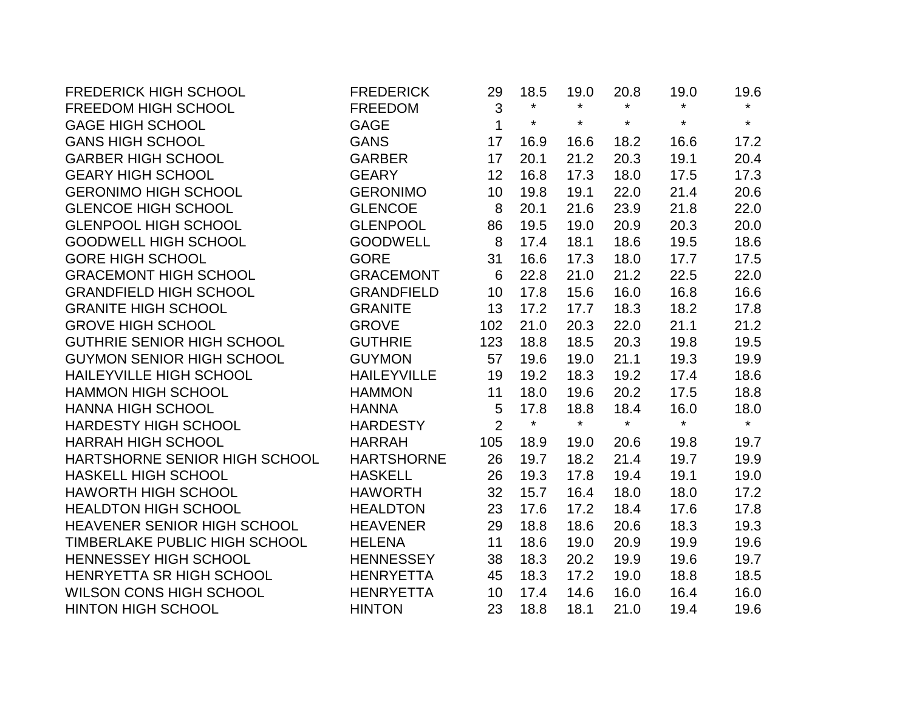| | | | | | | | |
|---|---|---|---|---|---|---|---|
| FREDERICK HIGH SCHOOL | FREDERICK | 29 | 18.5 | 19.0 | 20.8 | 19.0 | 19.6 |
| FREEDOM HIGH SCHOOL | FREEDOM | 3 | * | * | * | * | * |
| GAGE HIGH SCHOOL | GAGE | 1 | * | * | * | * | * |
| GANS HIGH SCHOOL | GANS | 17 | 16.9 | 16.6 | 18.2 | 16.6 | 17.2 |
| GARBER HIGH SCHOOL | GARBER | 17 | 20.1 | 21.2 | 20.3 | 19.1 | 20.4 |
| GEARY HIGH SCHOOL | GEARY | 12 | 16.8 | 17.3 | 18.0 | 17.5 | 17.3 |
| GERONIMO HIGH SCHOOL | GERONIMO | 10 | 19.8 | 19.1 | 22.0 | 21.4 | 20.6 |
| GLENCOE HIGH SCHOOL | GLENCOE | 8 | 20.1 | 21.6 | 23.9 | 21.8 | 22.0 |
| GLENPOOL HIGH SCHOOL | GLENPOOL | 86 | 19.5 | 19.0 | 20.9 | 20.3 | 20.0 |
| GOODWELL HIGH SCHOOL | GOODWELL | 8 | 17.4 | 18.1 | 18.6 | 19.5 | 18.6 |
| GORE HIGH SCHOOL | GORE | 31 | 16.6 | 17.3 | 18.0 | 17.7 | 17.5 |
| GRACEMONT HIGH SCHOOL | GRACEMONT | 6 | 22.8 | 21.0 | 21.2 | 22.5 | 22.0 |
| GRANDFIELD HIGH SCHOOL | GRANDFIELD | 10 | 17.8 | 15.6 | 16.0 | 16.8 | 16.6 |
| GRANITE HIGH SCHOOL | GRANITE | 13 | 17.2 | 17.7 | 18.3 | 18.2 | 17.8 |
| GROVE HIGH SCHOOL | GROVE | 102 | 21.0 | 20.3 | 22.0 | 21.1 | 21.2 |
| GUTHRIE SENIOR HIGH SCHOOL | GUTHRIE | 123 | 18.8 | 18.5 | 20.3 | 19.8 | 19.5 |
| GUYMON SENIOR HIGH SCHOOL | GUYMON | 57 | 19.6 | 19.0 | 21.1 | 19.3 | 19.9 |
| HAILEYVILLE HIGH SCHOOL | HAILEYVILLE | 19 | 19.2 | 18.3 | 19.2 | 17.4 | 18.6 |
| HAMMON HIGH SCHOOL | HAMMON | 11 | 18.0 | 19.6 | 20.2 | 17.5 | 18.8 |
| HANNA HIGH SCHOOL | HANNA | 5 | 17.8 | 18.8 | 18.4 | 16.0 | 18.0 |
| HARDESTY HIGH SCHOOL | HARDESTY | 2 | * | * | * | * | * |
| HARRAH HIGH SCHOOL | HARRAH | 105 | 18.9 | 19.0 | 20.6 | 19.8 | 19.7 |
| HARTSHORNE SENIOR HIGH SCHOOL | HARTSHORNE | 26 | 19.7 | 18.2 | 21.4 | 19.7 | 19.9 |
| HASKELL HIGH SCHOOL | HASKELL | 26 | 19.3 | 17.8 | 19.4 | 19.1 | 19.0 |
| HAWORTH HIGH SCHOOL | HAWORTH | 32 | 15.7 | 16.4 | 18.0 | 18.0 | 17.2 |
| HEALDTON HIGH SCHOOL | HEALDTON | 23 | 17.6 | 17.2 | 18.4 | 17.6 | 17.8 |
| HEAVENER SENIOR HIGH SCHOOL | HEAVENER | 29 | 18.8 | 18.6 | 20.6 | 18.3 | 19.3 |
| TIMBERLAKE PUBLIC HIGH SCHOOL | HELENA | 11 | 18.6 | 19.0 | 20.9 | 19.9 | 19.6 |
| HENNESSEY HIGH SCHOOL | HENNESSEY | 38 | 18.3 | 20.2 | 19.9 | 19.6 | 19.7 |
| HENRYETTA SR HIGH SCHOOL | HENRYETTA | 45 | 18.3 | 17.2 | 19.0 | 18.8 | 18.5 |
| WILSON CONS HIGH SCHOOL | HENRYETTA | 10 | 17.4 | 14.6 | 16.0 | 16.4 | 16.0 |
| HINTON HIGH SCHOOL | HINTON | 23 | 18.8 | 18.1 | 21.0 | 19.4 | 19.6 |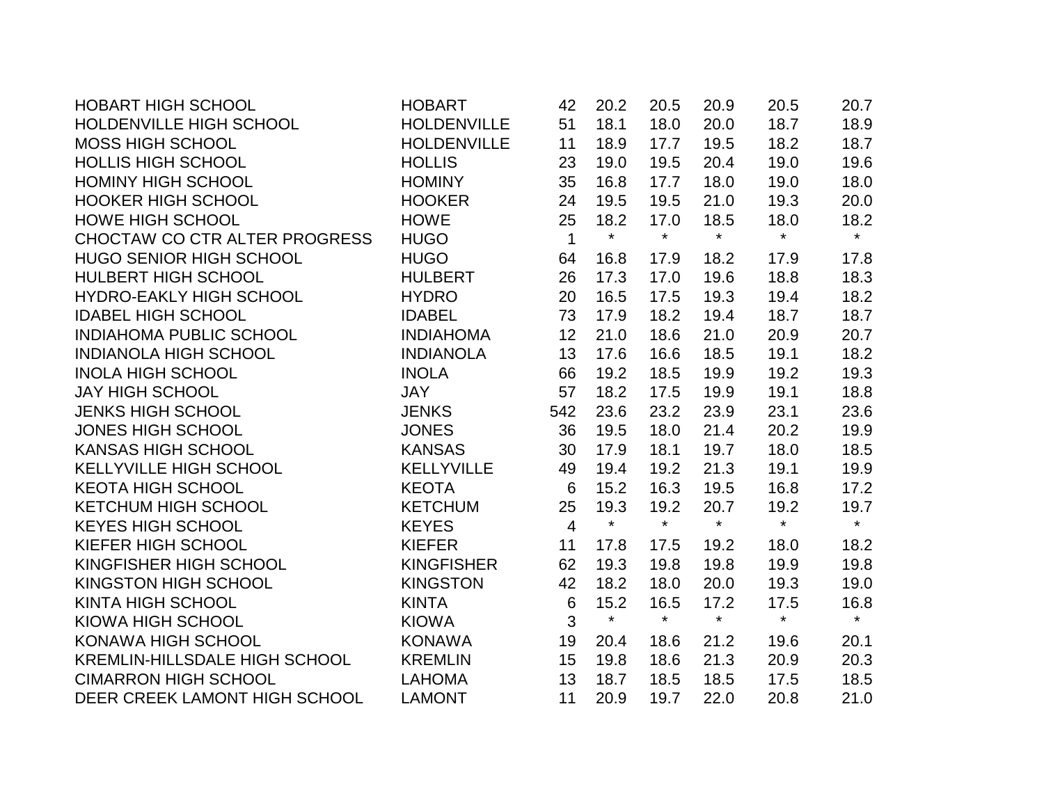| | | | | | | | |
|---|---|---|---|---|---|---|---|
| HOBART HIGH SCHOOL | HOBART | 42 | 20.2 | 20.5 | 20.9 | 20.5 | 20.7 |
| HOLDENVILLE HIGH SCHOOL | HOLDENVILLE | 51 | 18.1 | 18.0 | 20.0 | 18.7 | 18.9 |
| MOSS HIGH SCHOOL | HOLDENVILLE | 11 | 18.9 | 17.7 | 19.5 | 18.2 | 18.7 |
| HOLLIS HIGH SCHOOL | HOLLIS | 23 | 19.0 | 19.5 | 20.4 | 19.0 | 19.6 |
| HOMINY HIGH SCHOOL | HOMINY | 35 | 16.8 | 17.7 | 18.0 | 19.0 | 18.0 |
| HOOKER HIGH SCHOOL | HOOKER | 24 | 19.5 | 19.5 | 21.0 | 19.3 | 20.0 |
| HOWE HIGH SCHOOL | HOWE | 25 | 18.2 | 17.0 | 18.5 | 18.0 | 18.2 |
| CHOCTAW CO CTR ALTER PROGRESS | HUGO | 1 | * | * | * | * | * |
| HUGO SENIOR HIGH SCHOOL | HUGO | 64 | 16.8 | 17.9 | 18.2 | 17.9 | 17.8 |
| HULBERT HIGH SCHOOL | HULBERT | 26 | 17.3 | 17.0 | 19.6 | 18.8 | 18.3 |
| HYDRO-EAKLY HIGH SCHOOL | HYDRO | 20 | 16.5 | 17.5 | 19.3 | 19.4 | 18.2 |
| IDABEL HIGH SCHOOL | IDABEL | 73 | 17.9 | 18.2 | 19.4 | 18.7 | 18.7 |
| INDIAHOMA PUBLIC SCHOOL | INDIAHOMA | 12 | 21.0 | 18.6 | 21.0 | 20.9 | 20.7 |
| INDIANOLA HIGH SCHOOL | INDIANOLA | 13 | 17.6 | 16.6 | 18.5 | 19.1 | 18.2 |
| INOLA HIGH SCHOOL | INOLA | 66 | 19.2 | 18.5 | 19.9 | 19.2 | 19.3 |
| JAY HIGH SCHOOL | JAY | 57 | 18.2 | 17.5 | 19.9 | 19.1 | 18.8 |
| JENKS HIGH SCHOOL | JENKS | 542 | 23.6 | 23.2 | 23.9 | 23.1 | 23.6 |
| JONES HIGH SCHOOL | JONES | 36 | 19.5 | 18.0 | 21.4 | 20.2 | 19.9 |
| KANSAS HIGH SCHOOL | KANSAS | 30 | 17.9 | 18.1 | 19.7 | 18.0 | 18.5 |
| KELLYVILLE HIGH SCHOOL | KELLYVILLE | 49 | 19.4 | 19.2 | 21.3 | 19.1 | 19.9 |
| KEOTA HIGH SCHOOL | KEOTA | 6 | 15.2 | 16.3 | 19.5 | 16.8 | 17.2 |
| KETCHUM HIGH SCHOOL | KETCHUM | 25 | 19.3 | 19.2 | 20.7 | 19.2 | 19.7 |
| KEYES HIGH SCHOOL | KEYES | 4 | * | * | * | * | * |
| KIEFER HIGH SCHOOL | KIEFER | 11 | 17.8 | 17.5 | 19.2 | 18.0 | 18.2 |
| KINGFISHER HIGH SCHOOL | KINGFISHER | 62 | 19.3 | 19.8 | 19.8 | 19.9 | 19.8 |
| KINGSTON HIGH SCHOOL | KINGSTON | 42 | 18.2 | 18.0 | 20.0 | 19.3 | 19.0 |
| KINTA HIGH SCHOOL | KINTA | 6 | 15.2 | 16.5 | 17.2 | 17.5 | 16.8 |
| KIOWA HIGH SCHOOL | KIOWA | 3 | * | * | * | * | * |
| KONAWA HIGH SCHOOL | KONAWA | 19 | 20.4 | 18.6 | 21.2 | 19.6 | 20.1 |
| KREMLIN-HILLSDALE HIGH SCHOOL | KREMLIN | 15 | 19.8 | 18.6 | 21.3 | 20.9 | 20.3 |
| CIMARRON HIGH SCHOOL | LAHOMA | 13 | 18.7 | 18.5 | 18.5 | 17.5 | 18.5 |
| DEER CREEK LAMONT HIGH SCHOOL | LAMONT | 11 | 20.9 | 19.7 | 22.0 | 20.8 | 21.0 |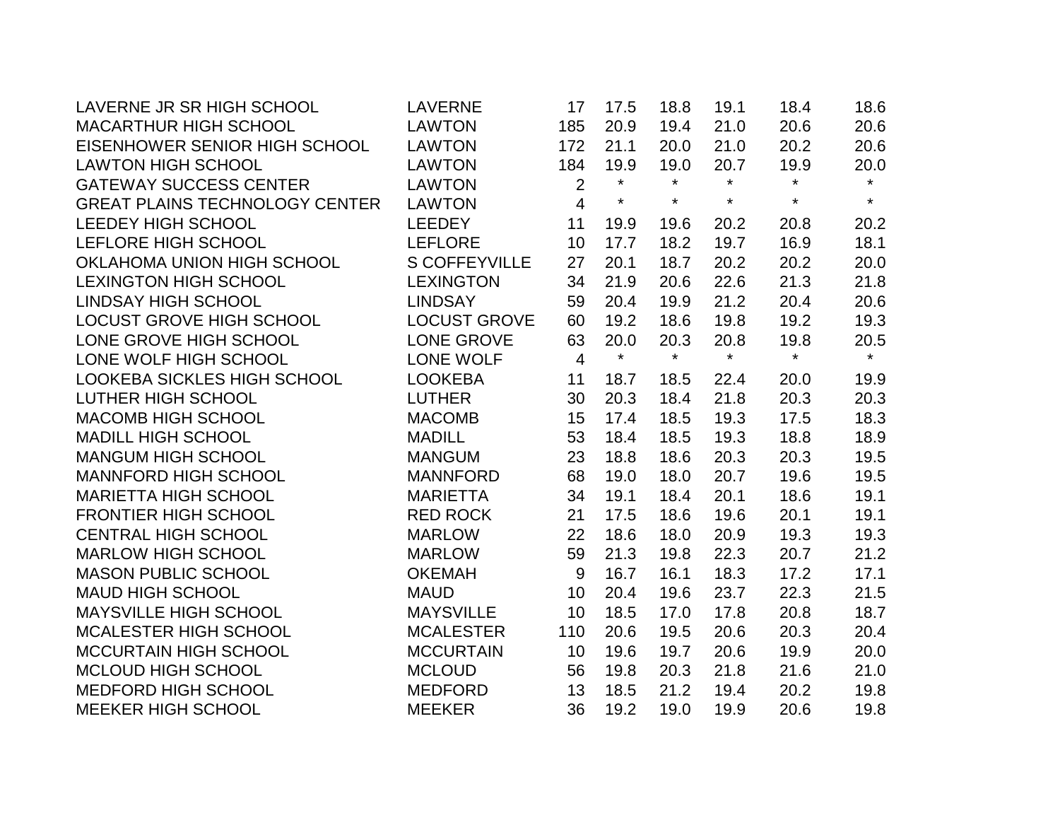| | | | | | | | |
|---|---|---|---|---|---|---|---|
| LAVERNE JR SR HIGH SCHOOL | LAVERNE | 17 | 17.5 | 18.8 | 19.1 | 18.4 | 18.6 |
| MACARTHUR HIGH SCHOOL | LAWTON | 185 | 20.9 | 19.4 | 21.0 | 20.6 | 20.6 |
| EISENHOWER SENIOR HIGH SCHOOL | LAWTON | 172 | 21.1 | 20.0 | 21.0 | 20.2 | 20.6 |
| LAWTON HIGH SCHOOL | LAWTON | 184 | 19.9 | 19.0 | 20.7 | 19.9 | 20.0 |
| GATEWAY SUCCESS CENTER | LAWTON | 2 | * | * | * | * | * |
| GREAT PLAINS TECHNOLOGY CENTER | LAWTON | 4 | * | * | * | * | * |
| LEEDEY HIGH SCHOOL | LEEDEY | 11 | 19.9 | 19.6 | 20.2 | 20.8 | 20.2 |
| LEFLORE HIGH SCHOOL | LEFLORE | 10 | 17.7 | 18.2 | 19.7 | 16.9 | 18.1 |
| OKLAHOMA UNION HIGH SCHOOL | S COFFEYVILLE | 27 | 20.1 | 18.7 | 20.2 | 20.2 | 20.0 |
| LEXINGTON HIGH SCHOOL | LEXINGTON | 34 | 21.9 | 20.6 | 22.6 | 21.3 | 21.8 |
| LINDSAY HIGH SCHOOL | LINDSAY | 59 | 20.4 | 19.9 | 21.2 | 20.4 | 20.6 |
| LOCUST GROVE HIGH SCHOOL | LOCUST GROVE | 60 | 19.2 | 18.6 | 19.8 | 19.2 | 19.3 |
| LONE GROVE HIGH SCHOOL | LONE GROVE | 63 | 20.0 | 20.3 | 20.8 | 19.8 | 20.5 |
| LONE WOLF HIGH SCHOOL | LONE WOLF | 4 | * | * | * | * | * |
| LOOKEBA SICKLES HIGH SCHOOL | LOOKEBA | 11 | 18.7 | 18.5 | 22.4 | 20.0 | 19.9 |
| LUTHER HIGH SCHOOL | LUTHER | 30 | 20.3 | 18.4 | 21.8 | 20.3 | 20.3 |
| MACOMB HIGH SCHOOL | MACOMB | 15 | 17.4 | 18.5 | 19.3 | 17.5 | 18.3 |
| MADILL HIGH SCHOOL | MADILL | 53 | 18.4 | 18.5 | 19.3 | 18.8 | 18.9 |
| MANGUM HIGH SCHOOL | MANGUM | 23 | 18.8 | 18.6 | 20.3 | 20.3 | 19.5 |
| MANNFORD HIGH SCHOOL | MANNFORD | 68 | 19.0 | 18.0 | 20.7 | 19.6 | 19.5 |
| MARIETTA HIGH SCHOOL | MARIETTA | 34 | 19.1 | 18.4 | 20.1 | 18.6 | 19.1 |
| FRONTIER HIGH SCHOOL | RED ROCK | 21 | 17.5 | 18.6 | 19.6 | 20.1 | 19.1 |
| CENTRAL HIGH SCHOOL | MARLOW | 22 | 18.6 | 18.0 | 20.9 | 19.3 | 19.3 |
| MARLOW HIGH SCHOOL | MARLOW | 59 | 21.3 | 19.8 | 22.3 | 20.7 | 21.2 |
| MASON PUBLIC SCHOOL | OKEMAH | 9 | 16.7 | 16.1 | 18.3 | 17.2 | 17.1 |
| MAUD HIGH SCHOOL | MAUD | 10 | 20.4 | 19.6 | 23.7 | 22.3 | 21.5 |
| MAYSVILLE HIGH SCHOOL | MAYSVILLE | 10 | 18.5 | 17.0 | 17.8 | 20.8 | 18.7 |
| MCALESTER HIGH SCHOOL | MCALESTER | 110 | 20.6 | 19.5 | 20.6 | 20.3 | 20.4 |
| MCCURTAIN HIGH SCHOOL | MCCURTAIN | 10 | 19.6 | 19.7 | 20.6 | 19.9 | 20.0 |
| MCLOUD HIGH SCHOOL | MCLOUD | 56 | 19.8 | 20.3 | 21.8 | 21.6 | 21.0 |
| MEDFORD HIGH SCHOOL | MEDFORD | 13 | 18.5 | 21.2 | 19.4 | 20.2 | 19.8 |
| MEEKER HIGH SCHOOL | MEEKER | 36 | 19.2 | 19.0 | 19.9 | 20.6 | 19.8 |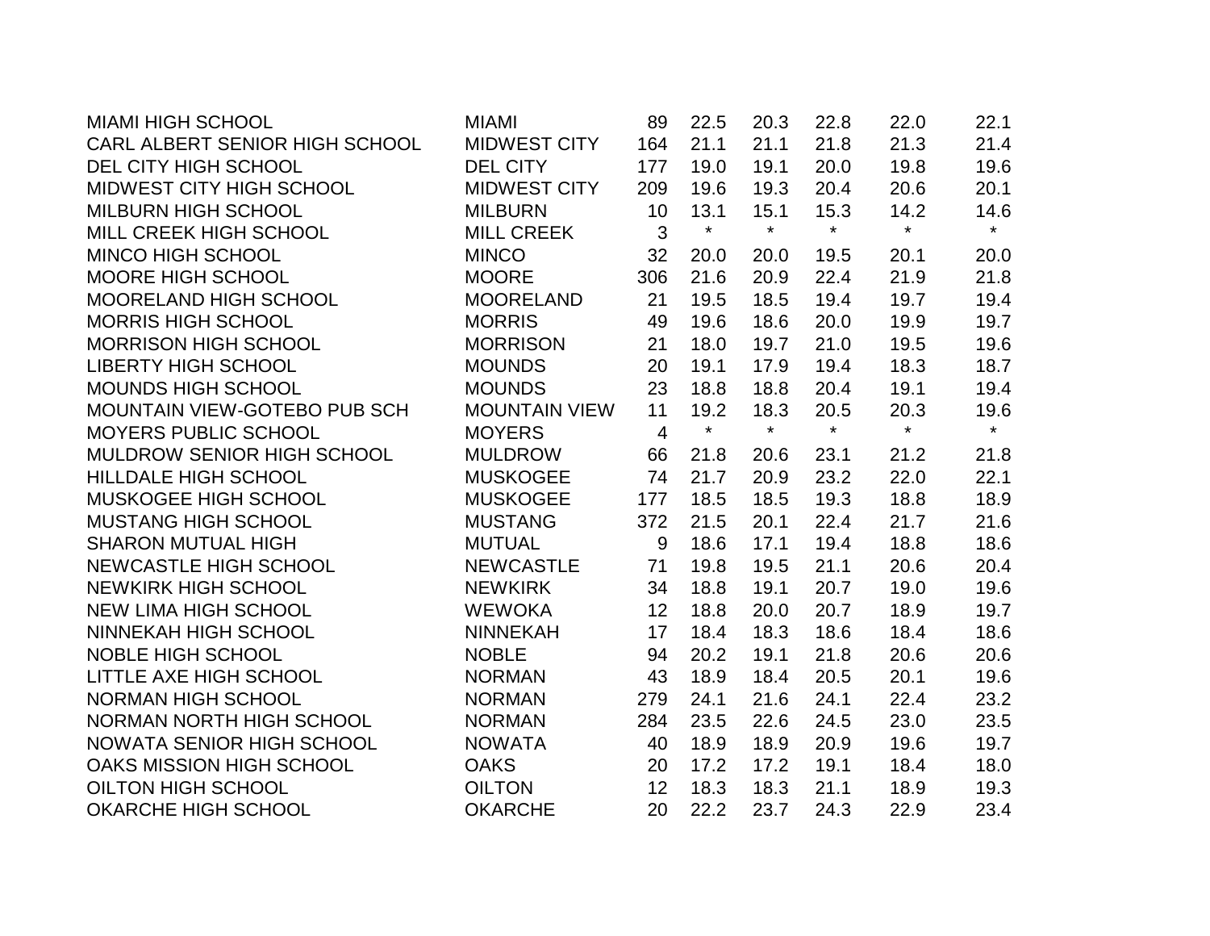| | | | | | | | |
|---|---|---|---|---|---|---|---|
| MIAMI HIGH SCHOOL | MIAMI | 89 | 22.5 | 20.3 | 22.8 | 22.0 | 22.1 |
| CARL ALBERT SENIOR HIGH SCHOOL | MIDWEST CITY | 164 | 21.1 | 21.1 | 21.8 | 21.3 | 21.4 |
| DEL CITY HIGH SCHOOL | DEL CITY | 177 | 19.0 | 19.1 | 20.0 | 19.8 | 19.6 |
| MIDWEST CITY HIGH SCHOOL | MIDWEST CITY | 209 | 19.6 | 19.3 | 20.4 | 20.6 | 20.1 |
| MILBURN HIGH SCHOOL | MILBURN | 10 | 13.1 | 15.1 | 15.3 | 14.2 | 14.6 |
| MILL CREEK HIGH SCHOOL | MILL CREEK | 3 | * | * | * | * | * |
| MINCO HIGH SCHOOL | MINCO | 32 | 20.0 | 20.0 | 19.5 | 20.1 | 20.0 |
| MOORE HIGH SCHOOL | MOORE | 306 | 21.6 | 20.9 | 22.4 | 21.9 | 21.8 |
| MOORELAND HIGH SCHOOL | MOORELAND | 21 | 19.5 | 18.5 | 19.4 | 19.7 | 19.4 |
| MORRIS HIGH SCHOOL | MORRIS | 49 | 19.6 | 18.6 | 20.0 | 19.9 | 19.7 |
| MORRISON HIGH SCHOOL | MORRISON | 21 | 18.0 | 19.7 | 21.0 | 19.5 | 19.6 |
| LIBERTY HIGH SCHOOL | MOUNDS | 20 | 19.1 | 17.9 | 19.4 | 18.3 | 18.7 |
| MOUNDS HIGH SCHOOL | MOUNDS | 23 | 18.8 | 18.8 | 20.4 | 19.1 | 19.4 |
| MOUNTAIN VIEW-GOTEBO PUB SCH | MOUNTAIN VIEW | 11 | 19.2 | 18.3 | 20.5 | 20.3 | 19.6 |
| MOYERS PUBLIC SCHOOL | MOYERS | 4 | * | * | * | * | * |
| MULDROW SENIOR HIGH SCHOOL | MULDROW | 66 | 21.8 | 20.6 | 23.1 | 21.2 | 21.8 |
| HILLDALE HIGH SCHOOL | MUSKOGEE | 74 | 21.7 | 20.9 | 23.2 | 22.0 | 22.1 |
| MUSKOGEE HIGH SCHOOL | MUSKOGEE | 177 | 18.5 | 18.5 | 19.3 | 18.8 | 18.9 |
| MUSTANG HIGH SCHOOL | MUSTANG | 372 | 21.5 | 20.1 | 22.4 | 21.7 | 21.6 |
| SHARON MUTUAL HIGH | MUTUAL | 9 | 18.6 | 17.1 | 19.4 | 18.8 | 18.6 |
| NEWCASTLE HIGH SCHOOL | NEWCASTLE | 71 | 19.8 | 19.5 | 21.1 | 20.6 | 20.4 |
| NEWKIRK HIGH SCHOOL | NEWKIRK | 34 | 18.8 | 19.1 | 20.7 | 19.0 | 19.6 |
| NEW LIMA HIGH SCHOOL | WEWOKA | 12 | 18.8 | 20.0 | 20.7 | 18.9 | 19.7 |
| NINNEKAH HIGH SCHOOL | NINNEKAH | 17 | 18.4 | 18.3 | 18.6 | 18.4 | 18.6 |
| NOBLE HIGH SCHOOL | NOBLE | 94 | 20.2 | 19.1 | 21.8 | 20.6 | 20.6 |
| LITTLE AXE HIGH SCHOOL | NORMAN | 43 | 18.9 | 18.4 | 20.5 | 20.1 | 19.6 |
| NORMAN HIGH SCHOOL | NORMAN | 279 | 24.1 | 21.6 | 24.1 | 22.4 | 23.2 |
| NORMAN NORTH HIGH SCHOOL | NORMAN | 284 | 23.5 | 22.6 | 24.5 | 23.0 | 23.5 |
| NOWATA SENIOR HIGH SCHOOL | NOWATA | 40 | 18.9 | 18.9 | 20.9 | 19.6 | 19.7 |
| OAKS MISSION HIGH SCHOOL | OAKS | 20 | 17.2 | 17.2 | 19.1 | 18.4 | 18.0 |
| OILTON HIGH SCHOOL | OILTON | 12 | 18.3 | 18.3 | 21.1 | 18.9 | 19.3 |
| OKARCHE HIGH SCHOOL | OKARCHE | 20 | 22.2 | 23.7 | 24.3 | 22.9 | 23.4 |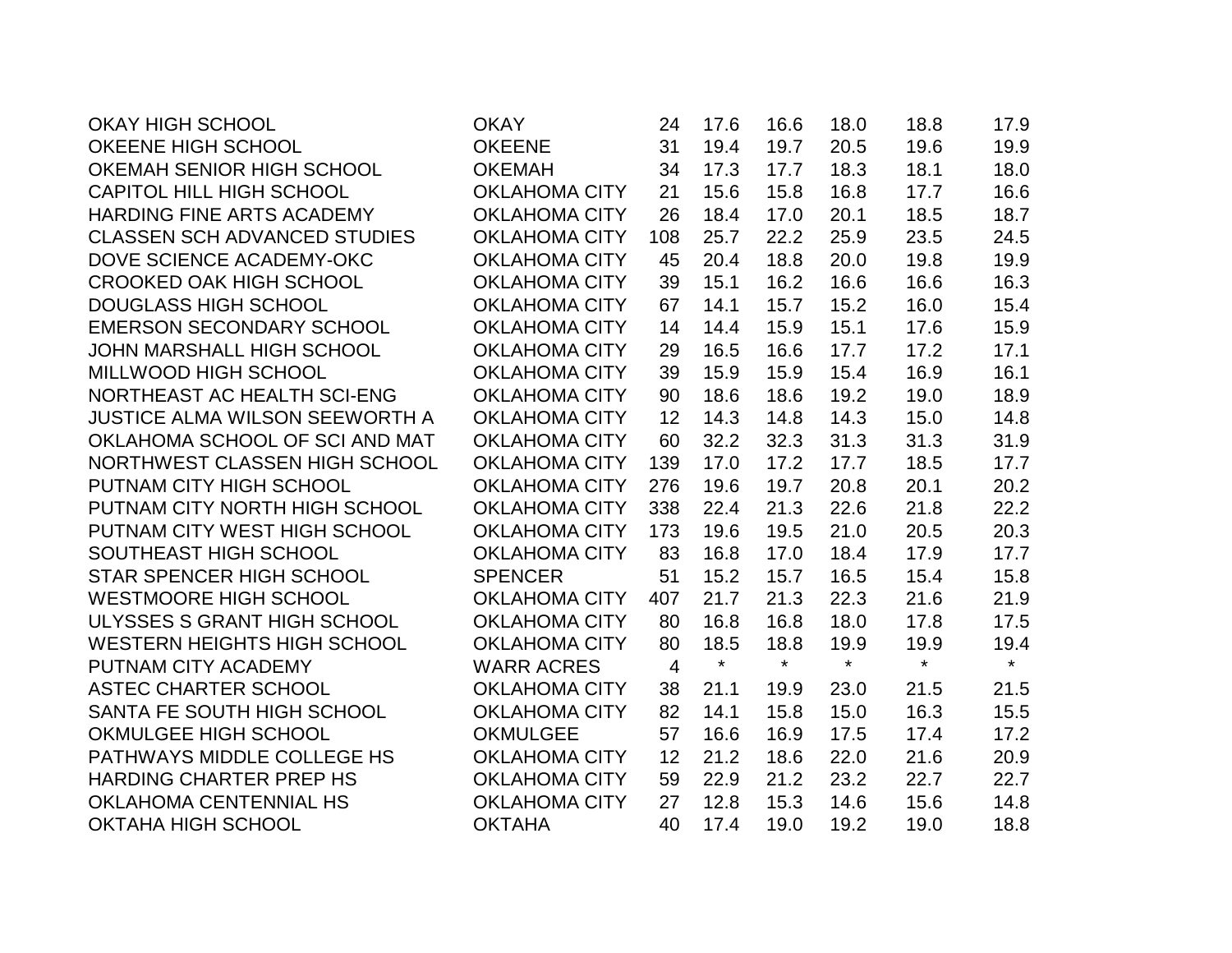| | | | | | | | |
|---|---|---|---|---|---|---|---|
| OKAY HIGH SCHOOL | OKAY | 24 | 17.6 | 16.6 | 18.0 | 18.8 | 17.9 |
| OKEENE HIGH SCHOOL | OKEENE | 31 | 19.4 | 19.7 | 20.5 | 19.6 | 19.9 |
| OKEMAH SENIOR HIGH SCHOOL | OKEMAH | 34 | 17.3 | 17.7 | 18.3 | 18.1 | 18.0 |
| CAPITOL HILL HIGH SCHOOL | OKLAHOMA CITY | 21 | 15.6 | 15.8 | 16.8 | 17.7 | 16.6 |
| HARDING FINE ARTS ACADEMY | OKLAHOMA CITY | 26 | 18.4 | 17.0 | 20.1 | 18.5 | 18.7 |
| CLASSEN SCH ADVANCED STUDIES | OKLAHOMA CITY | 108 | 25.7 | 22.2 | 25.9 | 23.5 | 24.5 |
| DOVE SCIENCE ACADEMY-OKC | OKLAHOMA CITY | 45 | 20.4 | 18.8 | 20.0 | 19.8 | 19.9 |
| CROOKED OAK HIGH SCHOOL | OKLAHOMA CITY | 39 | 15.1 | 16.2 | 16.6 | 16.6 | 16.3 |
| DOUGLASS HIGH SCHOOL | OKLAHOMA CITY | 67 | 14.1 | 15.7 | 15.2 | 16.0 | 15.4 |
| EMERSON SECONDARY SCHOOL | OKLAHOMA CITY | 14 | 14.4 | 15.9 | 15.1 | 17.6 | 15.9 |
| JOHN MARSHALL HIGH SCHOOL | OKLAHOMA CITY | 29 | 16.5 | 16.6 | 17.7 | 17.2 | 17.1 |
| MILLWOOD HIGH SCHOOL | OKLAHOMA CITY | 39 | 15.9 | 15.9 | 15.4 | 16.9 | 16.1 |
| NORTHEAST AC HEALTH SCI-ENG | OKLAHOMA CITY | 90 | 18.6 | 18.6 | 19.2 | 19.0 | 18.9 |
| JUSTICE ALMA WILSON SEEWORTH A | OKLAHOMA CITY | 12 | 14.3 | 14.8 | 14.3 | 15.0 | 14.8 |
| OKLAHOMA SCHOOL OF SCI AND MAT | OKLAHOMA CITY | 60 | 32.2 | 32.3 | 31.3 | 31.3 | 31.9 |
| NORTHWEST CLASSEN HIGH SCHOOL | OKLAHOMA CITY | 139 | 17.0 | 17.2 | 17.7 | 18.5 | 17.7 |
| PUTNAM CITY HIGH SCHOOL | OKLAHOMA CITY | 276 | 19.6 | 19.7 | 20.8 | 20.1 | 20.2 |
| PUTNAM CITY NORTH HIGH SCHOOL | OKLAHOMA CITY | 338 | 22.4 | 21.3 | 22.6 | 21.8 | 22.2 |
| PUTNAM CITY WEST HIGH SCHOOL | OKLAHOMA CITY | 173 | 19.6 | 19.5 | 21.0 | 20.5 | 20.3 |
| SOUTHEAST HIGH SCHOOL | OKLAHOMA CITY | 83 | 16.8 | 17.0 | 18.4 | 17.9 | 17.7 |
| STAR SPENCER HIGH SCHOOL | SPENCER | 51 | 15.2 | 15.7 | 16.5 | 15.4 | 15.8 |
| WESTMOORE HIGH SCHOOL | OKLAHOMA CITY | 407 | 21.7 | 21.3 | 22.3 | 21.6 | 21.9 |
| ULYSSES S GRANT HIGH SCHOOL | OKLAHOMA CITY | 80 | 16.8 | 16.8 | 18.0 | 17.8 | 17.5 |
| WESTERN HEIGHTS HIGH SCHOOL | OKLAHOMA CITY | 80 | 18.5 | 18.8 | 19.9 | 19.9 | 19.4 |
| PUTNAM CITY ACADEMY | WARR ACRES | 4 | * | * | * | * | * |
| ASTEC CHARTER SCHOOL | OKLAHOMA CITY | 38 | 21.1 | 19.9 | 23.0 | 21.5 | 21.5 |
| SANTA FE SOUTH HIGH SCHOOL | OKLAHOMA CITY | 82 | 14.1 | 15.8 | 15.0 | 16.3 | 15.5 |
| OKMULGEE HIGH SCHOOL | OKMULGEE | 57 | 16.6 | 16.9 | 17.5 | 17.4 | 17.2 |
| PATHWAYS MIDDLE COLLEGE HS | OKLAHOMA CITY | 12 | 21.2 | 18.6 | 22.0 | 21.6 | 20.9 |
| HARDING CHARTER PREP HS | OKLAHOMA CITY | 59 | 22.9 | 21.2 | 23.2 | 22.7 | 22.7 |
| OKLAHOMA CENTENNIAL HS | OKLAHOMA CITY | 27 | 12.8 | 15.3 | 14.6 | 15.6 | 14.8 |
| OKTAHA HIGH SCHOOL | OKTAHA | 40 | 17.4 | 19.0 | 19.2 | 19.0 | 18.8 |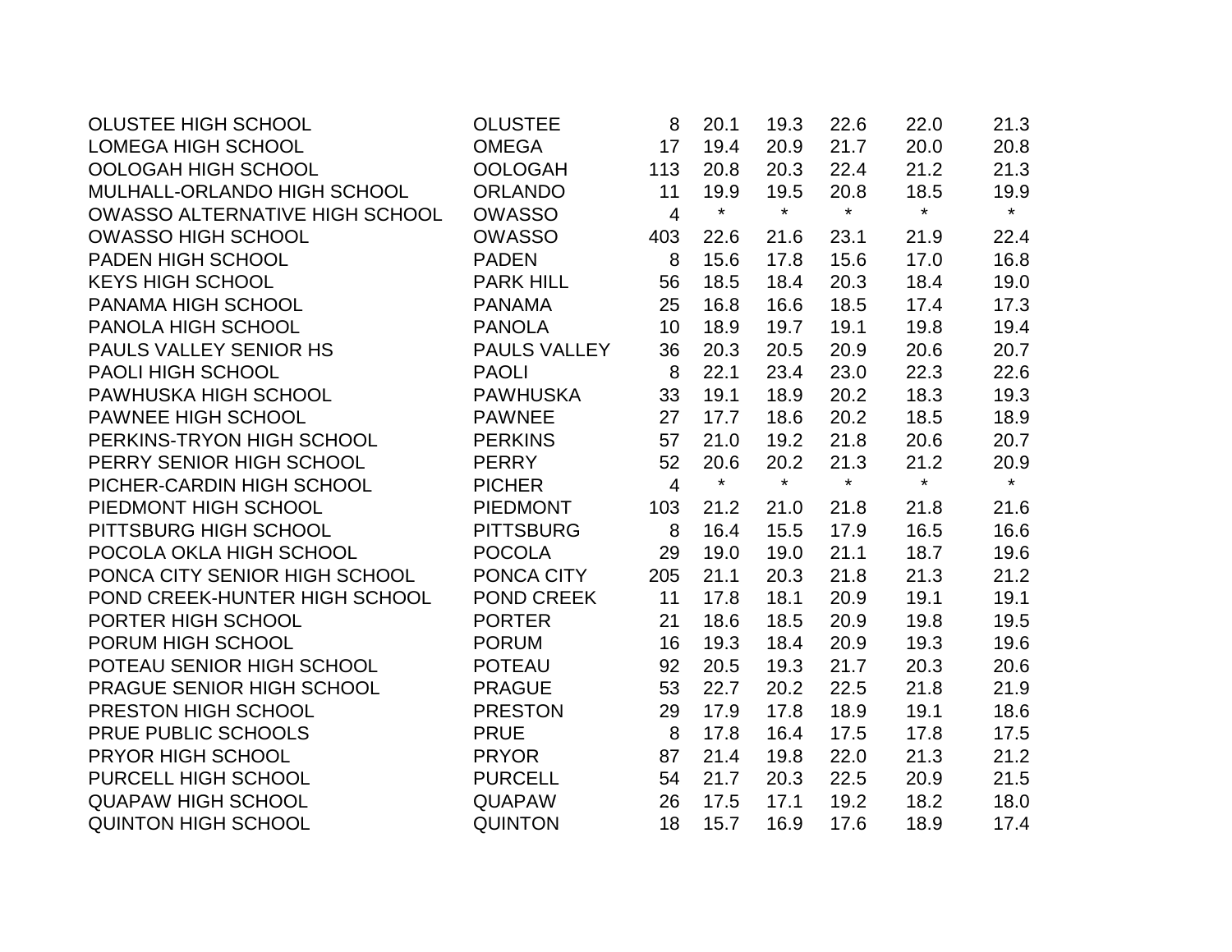| | | | | | | | |
|---|---|---|---|---|---|---|---|
| OLUSTEE HIGH SCHOOL | OLUSTEE | 8 | 20.1 | 19.3 | 22.6 | 22.0 | 21.3 |
| LOMEGA HIGH SCHOOL | OMEGA | 17 | 19.4 | 20.9 | 21.7 | 20.0 | 20.8 |
| OOLOGAH HIGH SCHOOL | OOLOGAH | 113 | 20.8 | 20.3 | 22.4 | 21.2 | 21.3 |
| MULHALL-ORLANDO HIGH SCHOOL | ORLANDO | 11 | 19.9 | 19.5 | 20.8 | 18.5 | 19.9 |
| OWASSO ALTERNATIVE HIGH SCHOOL | OWASSO | 4 | * | * | * | * | * |
| OWASSO HIGH SCHOOL | OWASSO | 403 | 22.6 | 21.6 | 23.1 | 21.9 | 22.4 |
| PADEN HIGH SCHOOL | PADEN | 8 | 15.6 | 17.8 | 15.6 | 17.0 | 16.8 |
| KEYS HIGH SCHOOL | PARK HILL | 56 | 18.5 | 18.4 | 20.3 | 18.4 | 19.0 |
| PANAMA HIGH SCHOOL | PANAMA | 25 | 16.8 | 16.6 | 18.5 | 17.4 | 17.3 |
| PANOLA HIGH SCHOOL | PANOLA | 10 | 18.9 | 19.7 | 19.1 | 19.8 | 19.4 |
| PAULS VALLEY SENIOR HS | PAULS VALLEY | 36 | 20.3 | 20.5 | 20.9 | 20.6 | 20.7 |
| PAOLI HIGH SCHOOL | PAOLI | 8 | 22.1 | 23.4 | 23.0 | 22.3 | 22.6 |
| PAWHUSKA HIGH SCHOOL | PAWHUSKA | 33 | 19.1 | 18.9 | 20.2 | 18.3 | 19.3 |
| PAWNEE HIGH SCHOOL | PAWNEE | 27 | 17.7 | 18.6 | 20.2 | 18.5 | 18.9 |
| PERKINS-TRYON HIGH SCHOOL | PERKINS | 57 | 21.0 | 19.2 | 21.8 | 20.6 | 20.7 |
| PERRY SENIOR HIGH SCHOOL | PERRY | 52 | 20.6 | 20.2 | 21.3 | 21.2 | 20.9 |
| PICHER-CARDIN HIGH SCHOOL | PICHER | 4 | * | * | * | * | * |
| PIEDMONT HIGH SCHOOL | PIEDMONT | 103 | 21.2 | 21.0 | 21.8 | 21.8 | 21.6 |
| PITTSBURG HIGH SCHOOL | PITTSBURG | 8 | 16.4 | 15.5 | 17.9 | 16.5 | 16.6 |
| POCOLA OKLA HIGH SCHOOL | POCOLA | 29 | 19.0 | 19.0 | 21.1 | 18.7 | 19.6 |
| PONCA CITY SENIOR HIGH SCHOOL | PONCA CITY | 205 | 21.1 | 20.3 | 21.8 | 21.3 | 21.2 |
| POND CREEK-HUNTER HIGH SCHOOL | POND CREEK | 11 | 17.8 | 18.1 | 20.9 | 19.1 | 19.1 |
| PORTER HIGH SCHOOL | PORTER | 21 | 18.6 | 18.5 | 20.9 | 19.8 | 19.5 |
| PORUM HIGH SCHOOL | PORUM | 16 | 19.3 | 18.4 | 20.9 | 19.3 | 19.6 |
| POTEAU SENIOR HIGH SCHOOL | POTEAU | 92 | 20.5 | 19.3 | 21.7 | 20.3 | 20.6 |
| PRAGUE SENIOR HIGH SCHOOL | PRAGUE | 53 | 22.7 | 20.2 | 22.5 | 21.8 | 21.9 |
| PRESTON HIGH SCHOOL | PRESTON | 29 | 17.9 | 17.8 | 18.9 | 19.1 | 18.6 |
| PRUE PUBLIC SCHOOLS | PRUE | 8 | 17.8 | 16.4 | 17.5 | 17.8 | 17.5 |
| PRYOR HIGH SCHOOL | PRYOR | 87 | 21.4 | 19.8 | 22.0 | 21.3 | 21.2 |
| PURCELL HIGH SCHOOL | PURCELL | 54 | 21.7 | 20.3 | 22.5 | 20.9 | 21.5 |
| QUAPAW HIGH SCHOOL | QUAPAW | 26 | 17.5 | 17.1 | 19.2 | 18.2 | 18.0 |
| QUINTON HIGH SCHOOL | QUINTON | 18 | 15.7 | 16.9 | 17.6 | 18.9 | 17.4 |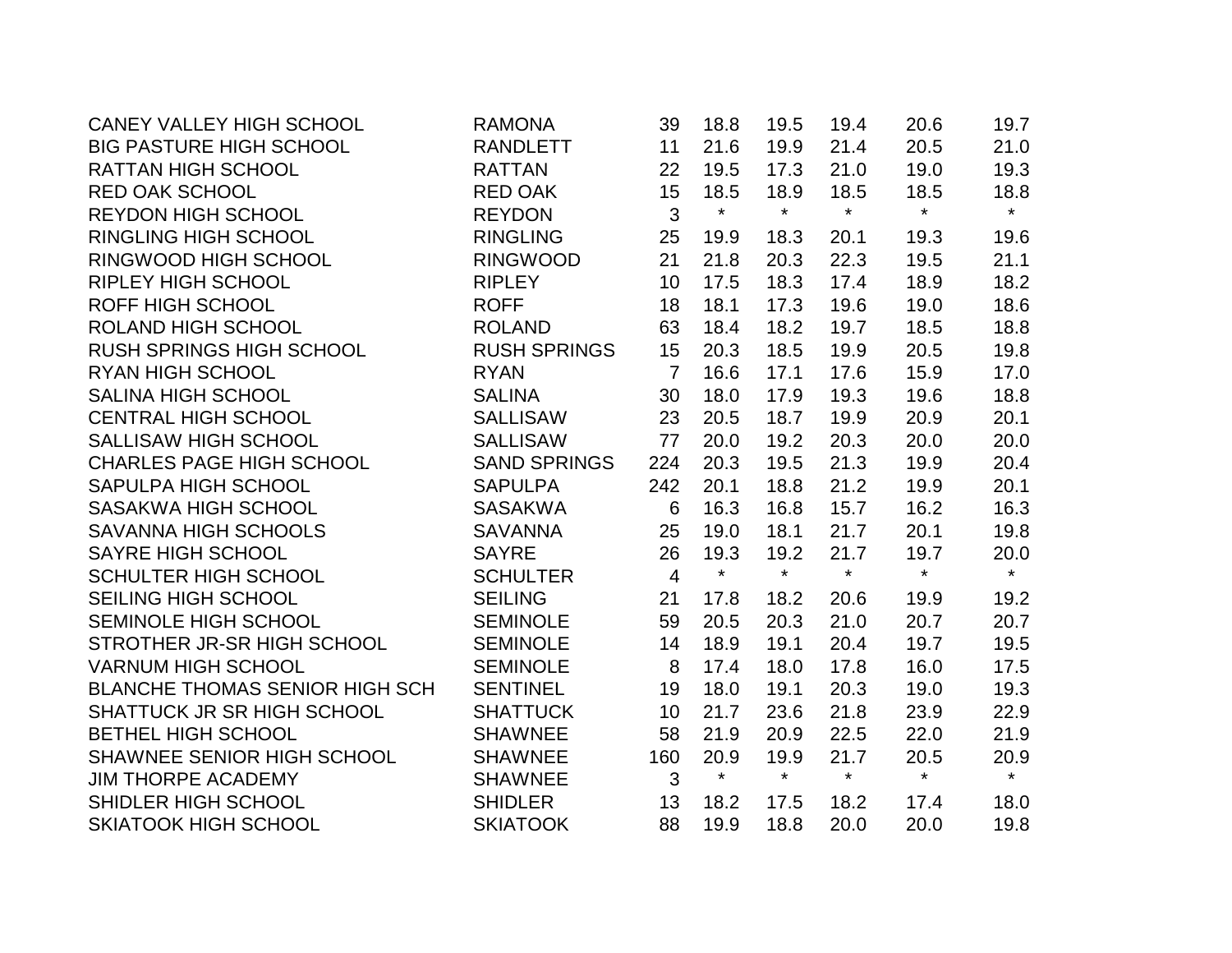| | | | | | | | |
|---|---|---|---|---|---|---|---|
| CANEY VALLEY HIGH SCHOOL | RAMONA | 39 | 18.8 | 19.5 | 19.4 | 20.6 | 19.7 |
| BIG PASTURE HIGH SCHOOL | RANDLETT | 11 | 21.6 | 19.9 | 21.4 | 20.5 | 21.0 |
| RATTAN HIGH SCHOOL | RATTAN | 22 | 19.5 | 17.3 | 21.0 | 19.0 | 19.3 |
| RED OAK SCHOOL | RED OAK | 15 | 18.5 | 18.9 | 18.5 | 18.5 | 18.8 |
| REYDON HIGH SCHOOL | REYDON | 3 | * | * | * | * | * |
| RINGLING HIGH SCHOOL | RINGLING | 25 | 19.9 | 18.3 | 20.1 | 19.3 | 19.6 |
| RINGWOOD HIGH SCHOOL | RINGWOOD | 21 | 21.8 | 20.3 | 22.3 | 19.5 | 21.1 |
| RIPLEY HIGH SCHOOL | RIPLEY | 10 | 17.5 | 18.3 | 17.4 | 18.9 | 18.2 |
| ROFF HIGH SCHOOL | ROFF | 18 | 18.1 | 17.3 | 19.6 | 19.0 | 18.6 |
| ROLAND HIGH SCHOOL | ROLAND | 63 | 18.4 | 18.2 | 19.7 | 18.5 | 18.8 |
| RUSH SPRINGS HIGH SCHOOL | RUSH SPRINGS | 15 | 20.3 | 18.5 | 19.9 | 20.5 | 19.8 |
| RYAN HIGH SCHOOL | RYAN | 7 | 16.6 | 17.1 | 17.6 | 15.9 | 17.0 |
| SALINA HIGH SCHOOL | SALINA | 30 | 18.0 | 17.9 | 19.3 | 19.6 | 18.8 |
| CENTRAL HIGH SCHOOL | SALLISAW | 23 | 20.5 | 18.7 | 19.9 | 20.9 | 20.1 |
| SALLISAW HIGH SCHOOL | SALLISAW | 77 | 20.0 | 19.2 | 20.3 | 20.0 | 20.0 |
| CHARLES PAGE HIGH SCHOOL | SAND SPRINGS | 224 | 20.3 | 19.5 | 21.3 | 19.9 | 20.4 |
| SAPULPA HIGH SCHOOL | SAPULPA | 242 | 20.1 | 18.8 | 21.2 | 19.9 | 20.1 |
| SASAKWA HIGH SCHOOL | SASAKWA | 6 | 16.3 | 16.8 | 15.7 | 16.2 | 16.3 |
| SAVANNA HIGH SCHOOLS | SAVANNA | 25 | 19.0 | 18.1 | 21.7 | 20.1 | 19.8 |
| SAYRE HIGH SCHOOL | SAYRE | 26 | 19.3 | 19.2 | 21.7 | 19.7 | 20.0 |
| SCHULTER HIGH SCHOOL | SCHULTER | 4 | * | * | * | * | * |
| SEILING HIGH SCHOOL | SEILING | 21 | 17.8 | 18.2 | 20.6 | 19.9 | 19.2 |
| SEMINOLE HIGH SCHOOL | SEMINOLE | 59 | 20.5 | 20.3 | 21.0 | 20.7 | 20.7 |
| STROTHER JR-SR HIGH SCHOOL | SEMINOLE | 14 | 18.9 | 19.1 | 20.4 | 19.7 | 19.5 |
| VARNUM HIGH SCHOOL | SEMINOLE | 8 | 17.4 | 18.0 | 17.8 | 16.0 | 17.5 |
| BLANCHE THOMAS SENIOR HIGH SCH | SENTINEL | 19 | 18.0 | 19.1 | 20.3 | 19.0 | 19.3 |
| SHATTUCK JR SR HIGH SCHOOL | SHATTUCK | 10 | 21.7 | 23.6 | 21.8 | 23.9 | 22.9 |
| BETHEL HIGH SCHOOL | SHAWNEE | 58 | 21.9 | 20.9 | 22.5 | 22.0 | 21.9 |
| SHAWNEE SENIOR HIGH SCHOOL | SHAWNEE | 160 | 20.9 | 19.9 | 21.7 | 20.5 | 20.9 |
| JIM THORPE ACADEMY | SHAWNEE | 3 | * | * | * | * | * |
| SHIDLER HIGH SCHOOL | SHIDLER | 13 | 18.2 | 17.5 | 18.2 | 17.4 | 18.0 |
| SKIATOOK HIGH SCHOOL | SKIATOOK | 88 | 19.9 | 18.8 | 20.0 | 20.0 | 19.8 |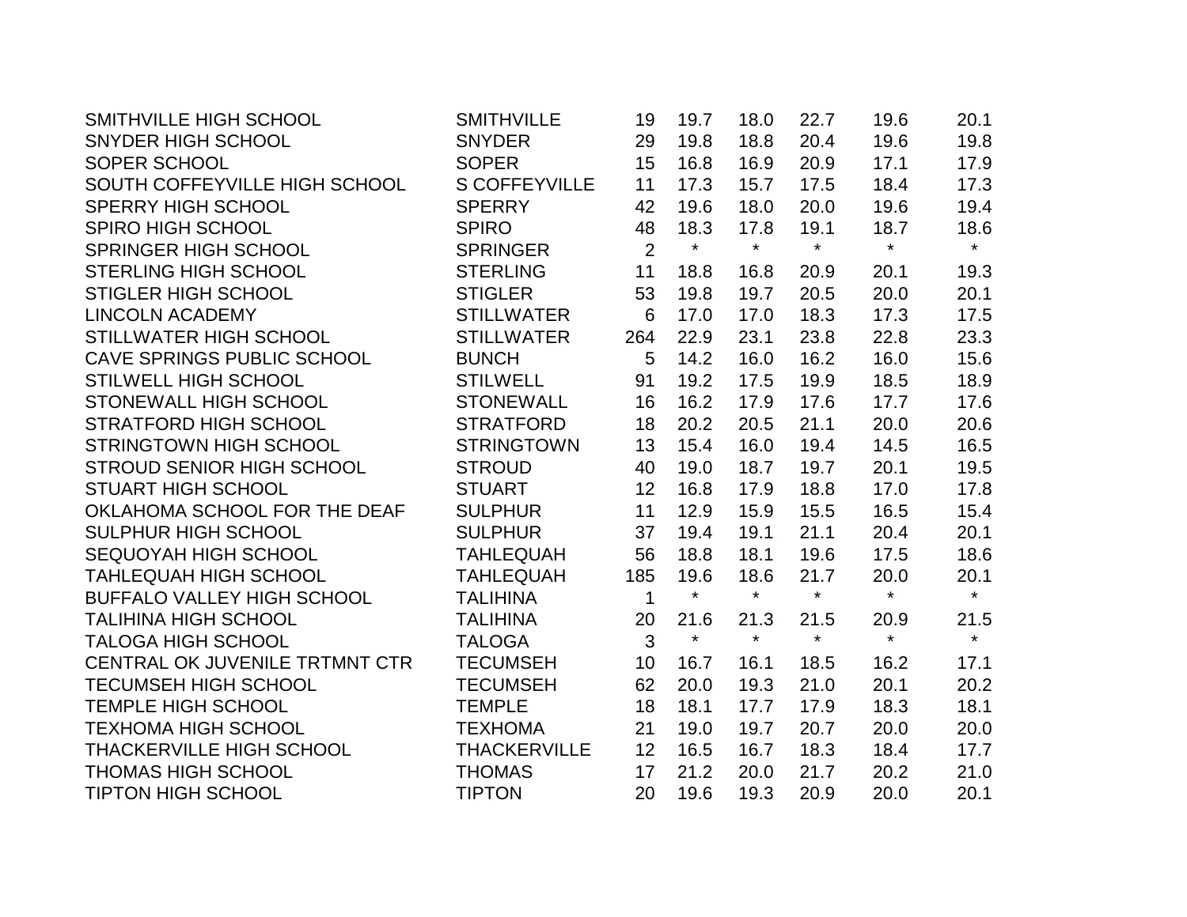| | | | | | | | |
|---|---|---|---|---|---|---|---|
| SMITHVILLE HIGH SCHOOL | SMITHVILLE | 19 | 19.7 | 18.0 | 22.7 | 19.6 | 20.1 |
| SNYDER HIGH SCHOOL | SNYDER | 29 | 19.8 | 18.8 | 20.4 | 19.6 | 19.8 |
| SOPER SCHOOL | SOPER | 15 | 16.8 | 16.9 | 20.9 | 17.1 | 17.9 |
| SOUTH COFFEYVILLE HIGH SCHOOL | S COFFEYVILLE | 11 | 17.3 | 15.7 | 17.5 | 18.4 | 17.3 |
| SPERRY HIGH SCHOOL | SPERRY | 42 | 19.6 | 18.0 | 20.0 | 19.6 | 19.4 |
| SPIRO HIGH SCHOOL | SPIRO | 48 | 18.3 | 17.8 | 19.1 | 18.7 | 18.6 |
| SPRINGER HIGH SCHOOL | SPRINGER | 2 | * | * | * | * | * |
| STERLING HIGH SCHOOL | STERLING | 11 | 18.8 | 16.8 | 20.9 | 20.1 | 19.3 |
| STIGLER HIGH SCHOOL | STIGLER | 53 | 19.8 | 19.7 | 20.5 | 20.0 | 20.1 |
| LINCOLN ACADEMY | STILLWATER | 6 | 17.0 | 17.0 | 18.3 | 17.3 | 17.5 |
| STILLWATER HIGH SCHOOL | STILLWATER | 264 | 22.9 | 23.1 | 23.8 | 22.8 | 23.3 |
| CAVE SPRINGS PUBLIC SCHOOL | BUNCH | 5 | 14.2 | 16.0 | 16.2 | 16.0 | 15.6 |
| STILWELL HIGH SCHOOL | STILWELL | 91 | 19.2 | 17.5 | 19.9 | 18.5 | 18.9 |
| STONEWALL HIGH SCHOOL | STONEWALL | 16 | 16.2 | 17.9 | 17.6 | 17.7 | 17.6 |
| STRATFORD HIGH SCHOOL | STRATFORD | 18 | 20.2 | 20.5 | 21.1 | 20.0 | 20.6 |
| STRINGTOWN HIGH SCHOOL | STRINGTOWN | 13 | 15.4 | 16.0 | 19.4 | 14.5 | 16.5 |
| STROUD SENIOR HIGH SCHOOL | STROUD | 40 | 19.0 | 18.7 | 19.7 | 20.1 | 19.5 |
| STUART HIGH SCHOOL | STUART | 12 | 16.8 | 17.9 | 18.8 | 17.0 | 17.8 |
| OKLAHOMA SCHOOL FOR THE DEAF | SULPHUR | 11 | 12.9 | 15.9 | 15.5 | 16.5 | 15.4 |
| SULPHUR HIGH SCHOOL | SULPHUR | 37 | 19.4 | 19.1 | 21.1 | 20.4 | 20.1 |
| SEQUOYAH HIGH SCHOOL | TAHLEQUAH | 56 | 18.8 | 18.1 | 19.6 | 17.5 | 18.6 |
| TAHLEQUAH HIGH SCHOOL | TAHLEQUAH | 185 | 19.6 | 18.6 | 21.7 | 20.0 | 20.1 |
| BUFFALO VALLEY HIGH SCHOOL | TALIHINA | 1 | * | * | * | * | * |
| TALIHINA HIGH SCHOOL | TALIHINA | 20 | 21.6 | 21.3 | 21.5 | 20.9 | 21.5 |
| TALOGA HIGH SCHOOL | TALOGA | 3 | * | * | * | * | * |
| CENTRAL OK JUVENILE TRTMNT CTR | TECUMSEH | 10 | 16.7 | 16.1 | 18.5 | 16.2 | 17.1 |
| TECUMSEH HIGH SCHOOL | TECUMSEH | 62 | 20.0 | 19.3 | 21.0 | 20.1 | 20.2 |
| TEMPLE HIGH SCHOOL | TEMPLE | 18 | 18.1 | 17.7 | 17.9 | 18.3 | 18.1 |
| TEXHOMA HIGH SCHOOL | TEXHOMA | 21 | 19.0 | 19.7 | 20.7 | 20.0 | 20.0 |
| THACKERVILLE HIGH SCHOOL | THACKERVILLE | 12 | 16.5 | 16.7 | 18.3 | 18.4 | 17.7 |
| THOMAS HIGH SCHOOL | THOMAS | 17 | 21.2 | 20.0 | 21.7 | 20.2 | 21.0 |
| TIPTON HIGH SCHOOL | TIPTON | 20 | 19.6 | 19.3 | 20.9 | 20.0 | 20.1 |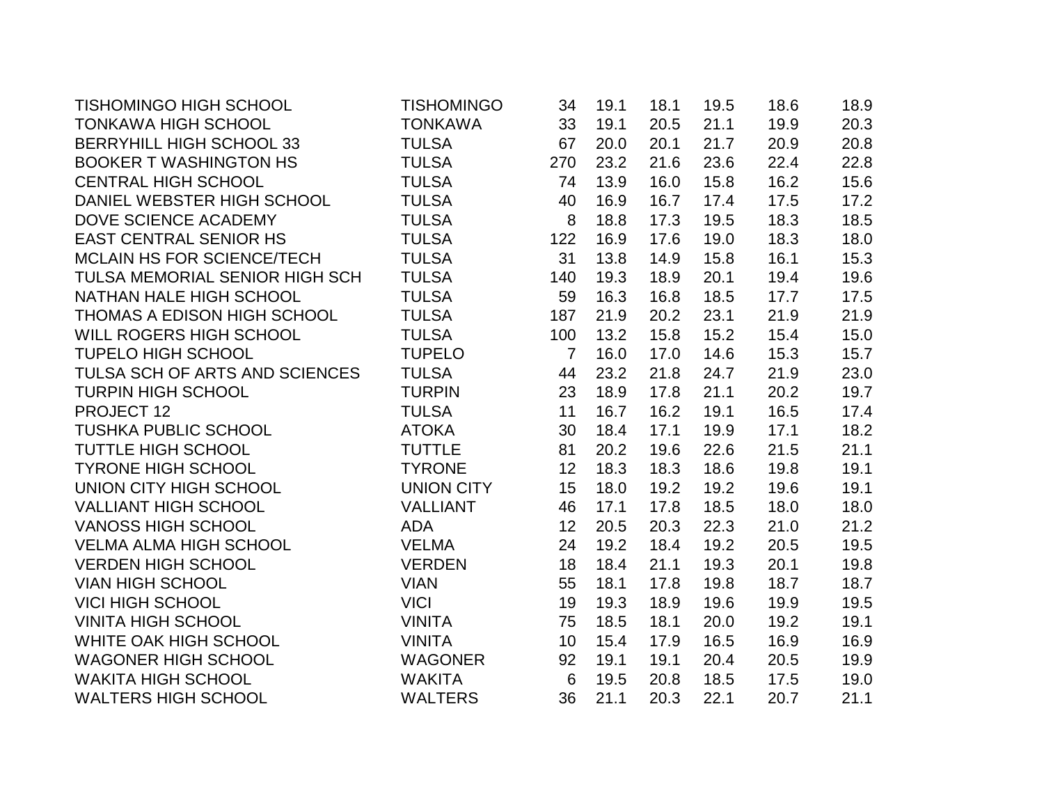| | | | | | | | |
|---|---|---|---|---|---|---|---|
| TISHOMINGO HIGH SCHOOL | TISHOMINGO | 34 | 19.1 | 18.1 | 19.5 | 18.6 | 18.9 |
| TONKAWA HIGH SCHOOL | TONKAWA | 33 | 19.1 | 20.5 | 21.1 | 19.9 | 20.3 |
| BERRYHILL HIGH SCHOOL 33 | TULSA | 67 | 20.0 | 20.1 | 21.7 | 20.9 | 20.8 |
| BOOKER T WASHINGTON HS | TULSA | 270 | 23.2 | 21.6 | 23.6 | 22.4 | 22.8 |
| CENTRAL HIGH SCHOOL | TULSA | 74 | 13.9 | 16.0 | 15.8 | 16.2 | 15.6 |
| DANIEL WEBSTER HIGH SCHOOL | TULSA | 40 | 16.9 | 16.7 | 17.4 | 17.5 | 17.2 |
| DOVE SCIENCE ACADEMY | TULSA | 8 | 18.8 | 17.3 | 19.5 | 18.3 | 18.5 |
| EAST CENTRAL SENIOR HS | TULSA | 122 | 16.9 | 17.6 | 19.0 | 18.3 | 18.0 |
| MCLAIN HS FOR SCIENCE/TECH | TULSA | 31 | 13.8 | 14.9 | 15.8 | 16.1 | 15.3 |
| TULSA MEMORIAL SENIOR HIGH SCH | TULSA | 140 | 19.3 | 18.9 | 20.1 | 19.4 | 19.6 |
| NATHAN HALE HIGH SCHOOL | TULSA | 59 | 16.3 | 16.8 | 18.5 | 17.7 | 17.5 |
| THOMAS A EDISON HIGH SCHOOL | TULSA | 187 | 21.9 | 20.2 | 23.1 | 21.9 | 21.9 |
| WILL ROGERS HIGH SCHOOL | TULSA | 100 | 13.2 | 15.8 | 15.2 | 15.4 | 15.0 |
| TUPELO HIGH SCHOOL | TUPELO | 7 | 16.0 | 17.0 | 14.6 | 15.3 | 15.7 |
| TULSA SCH OF ARTS AND SCIENCES | TULSA | 44 | 23.2 | 21.8 | 24.7 | 21.9 | 23.0 |
| TURPIN HIGH SCHOOL | TURPIN | 23 | 18.9 | 17.8 | 21.1 | 20.2 | 19.7 |
| PROJECT 12 | TULSA | 11 | 16.7 | 16.2 | 19.1 | 16.5 | 17.4 |
| TUSHKA PUBLIC SCHOOL | ATOKA | 30 | 18.4 | 17.1 | 19.9 | 17.1 | 18.2 |
| TUTTLE HIGH SCHOOL | TUTTLE | 81 | 20.2 | 19.6 | 22.6 | 21.5 | 21.1 |
| TYRONE HIGH SCHOOL | TYRONE | 12 | 18.3 | 18.3 | 18.6 | 19.8 | 19.1 |
| UNION CITY HIGH SCHOOL | UNION CITY | 15 | 18.0 | 19.2 | 19.2 | 19.6 | 19.1 |
| VALLIANT HIGH SCHOOL | VALLIANT | 46 | 17.1 | 17.8 | 18.5 | 18.0 | 18.0 |
| VANOSS HIGH SCHOOL | ADA | 12 | 20.5 | 20.3 | 22.3 | 21.0 | 21.2 |
| VELMA ALMA HIGH SCHOOL | VELMA | 24 | 19.2 | 18.4 | 19.2 | 20.5 | 19.5 |
| VERDEN HIGH SCHOOL | VERDEN | 18 | 18.4 | 21.1 | 19.3 | 20.1 | 19.8 |
| VIAN HIGH SCHOOL | VIAN | 55 | 18.1 | 17.8 | 19.8 | 18.7 | 18.7 |
| VICI HIGH SCHOOL | VICI | 19 | 19.3 | 18.9 | 19.6 | 19.9 | 19.5 |
| VINITA HIGH SCHOOL | VINITA | 75 | 18.5 | 18.1 | 20.0 | 19.2 | 19.1 |
| WHITE OAK HIGH SCHOOL | VINITA | 10 | 15.4 | 17.9 | 16.5 | 16.9 | 16.9 |
| WAGONER HIGH SCHOOL | WAGONER | 92 | 19.1 | 19.1 | 20.4 | 20.5 | 19.9 |
| WAKITA HIGH SCHOOL | WAKITA | 6 | 19.5 | 20.8 | 18.5 | 17.5 | 19.0 |
| WALTERS HIGH SCHOOL | WALTERS | 36 | 21.1 | 20.3 | 22.1 | 20.7 | 21.1 |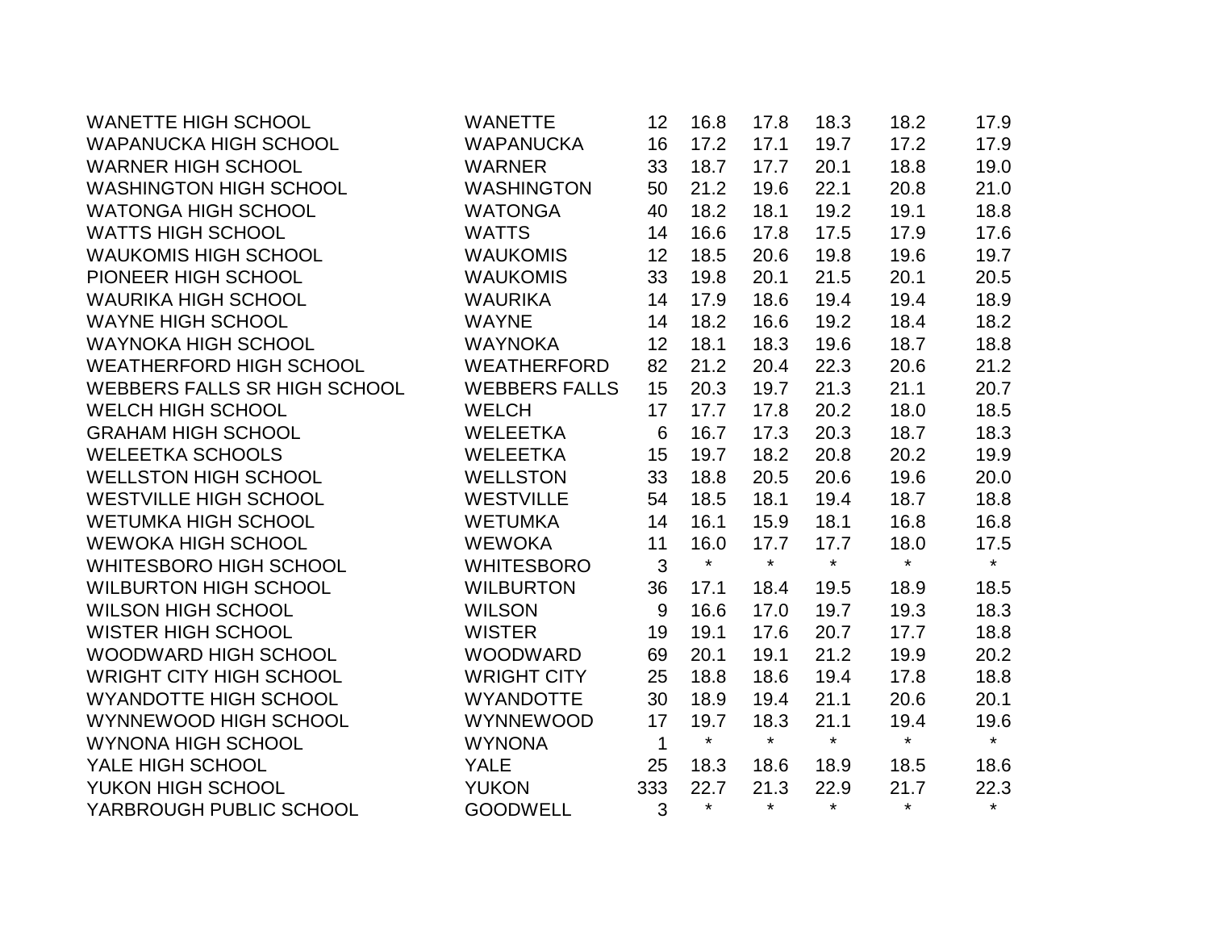| | | | | | | | |
|---|---|---|---|---|---|---|---|
| WANETTE HIGH SCHOOL | WANETTE | 12 | 16.8 | 17.8 | 18.3 | 18.2 | 17.9 |
| WAPANUCKA HIGH SCHOOL | WAPANUCKA | 16 | 17.2 | 17.1 | 19.7 | 17.2 | 17.9 |
| WARNER HIGH SCHOOL | WARNER | 33 | 18.7 | 17.7 | 20.1 | 18.8 | 19.0 |
| WASHINGTON HIGH SCHOOL | WASHINGTON | 50 | 21.2 | 19.6 | 22.1 | 20.8 | 21.0 |
| WATONGA HIGH SCHOOL | WATONGA | 40 | 18.2 | 18.1 | 19.2 | 19.1 | 18.8 |
| WATTS HIGH SCHOOL | WATTS | 14 | 16.6 | 17.8 | 17.5 | 17.9 | 17.6 |
| WAUKOMIS HIGH SCHOOL | WAUKOMIS | 12 | 18.5 | 20.6 | 19.8 | 19.6 | 19.7 |
| PIONEER HIGH SCHOOL | WAUKOMIS | 33 | 19.8 | 20.1 | 21.5 | 20.1 | 20.5 |
| WAURIKA HIGH SCHOOL | WAURIKA | 14 | 17.9 | 18.6 | 19.4 | 19.4 | 18.9 |
| WAYNE HIGH SCHOOL | WAYNE | 14 | 18.2 | 16.6 | 19.2 | 18.4 | 18.2 |
| WAYNOKA HIGH SCHOOL | WAYNOKA | 12 | 18.1 | 18.3 | 19.6 | 18.7 | 18.8 |
| WEATHERFORD HIGH SCHOOL | WEATHERFORD | 82 | 21.2 | 20.4 | 22.3 | 20.6 | 21.2 |
| WEBBERS FALLS SR HIGH SCHOOL | WEBBERS FALLS | 15 | 20.3 | 19.7 | 21.3 | 21.1 | 20.7 |
| WELCH HIGH SCHOOL | WELCH | 17 | 17.7 | 17.8 | 20.2 | 18.0 | 18.5 |
| GRAHAM HIGH SCHOOL | WELEETKA | 6 | 16.7 | 17.3 | 20.3 | 18.7 | 18.3 |
| WELEETKA SCHOOLS | WELEETKA | 15 | 19.7 | 18.2 | 20.8 | 20.2 | 19.9 |
| WELLSTON HIGH SCHOOL | WELLSTON | 33 | 18.8 | 20.5 | 20.6 | 19.6 | 20.0 |
| WESTVILLE HIGH SCHOOL | WESTVILLE | 54 | 18.5 | 18.1 | 19.4 | 18.7 | 18.8 |
| WETUMKA HIGH SCHOOL | WETUMKA | 14 | 16.1 | 15.9 | 18.1 | 16.8 | 16.8 |
| WEWOKA HIGH SCHOOL | WEWOKA | 11 | 16.0 | 17.7 | 17.7 | 18.0 | 17.5 |
| WHITESBORO HIGH SCHOOL | WHITESBORO | 3 | * | * | * | * | * |
| WILBURTON HIGH SCHOOL | WILBURTON | 36 | 17.1 | 18.4 | 19.5 | 18.9 | 18.5 |
| WILSON HIGH SCHOOL | WILSON | 9 | 16.6 | 17.0 | 19.7 | 19.3 | 18.3 |
| WISTER HIGH SCHOOL | WISTER | 19 | 19.1 | 17.6 | 20.7 | 17.7 | 18.8 |
| WOODWARD HIGH SCHOOL | WOODWARD | 69 | 20.1 | 19.1 | 21.2 | 19.9 | 20.2 |
| WRIGHT CITY HIGH SCHOOL | WRIGHT CITY | 25 | 18.8 | 18.6 | 19.4 | 17.8 | 18.8 |
| WYANDOTTE HIGH SCHOOL | WYANDOTTE | 30 | 18.9 | 19.4 | 21.1 | 20.6 | 20.1 |
| WYNNEWOOD HIGH SCHOOL | WYNNEWOOD | 17 | 19.7 | 18.3 | 21.1 | 19.4 | 19.6 |
| WYNONA HIGH SCHOOL | WYNONA | 1 | * | * | * | * | * |
| YALE HIGH SCHOOL | YALE | 25 | 18.3 | 18.6 | 18.9 | 18.5 | 18.6 |
| YUKON HIGH SCHOOL | YUKON | 333 | 22.7 | 21.3 | 22.9 | 21.7 | 22.3 |
| YARBROUGH PUBLIC SCHOOL | GOODWELL | 3 | * | * | * | * | * |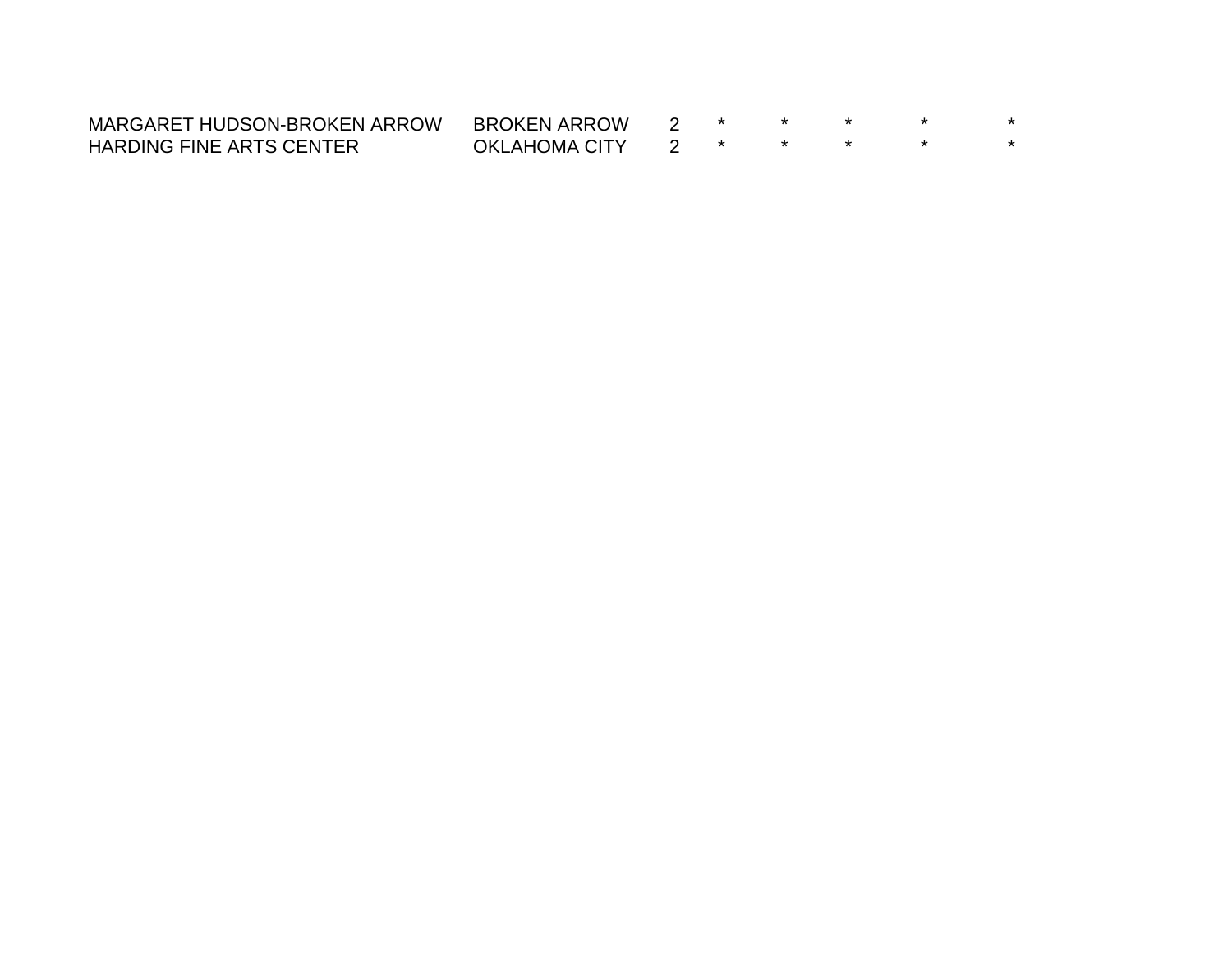| | | | | | | | |
|---|---|---|---|---|---|---|---|
| MARGARET HUDSON-BROKEN ARROW | BROKEN ARROW | 2 | * | * | * | * | * |
| HARDING FINE ARTS CENTER | OKLAHOMA CITY | 2 | * | * | * | * | * |